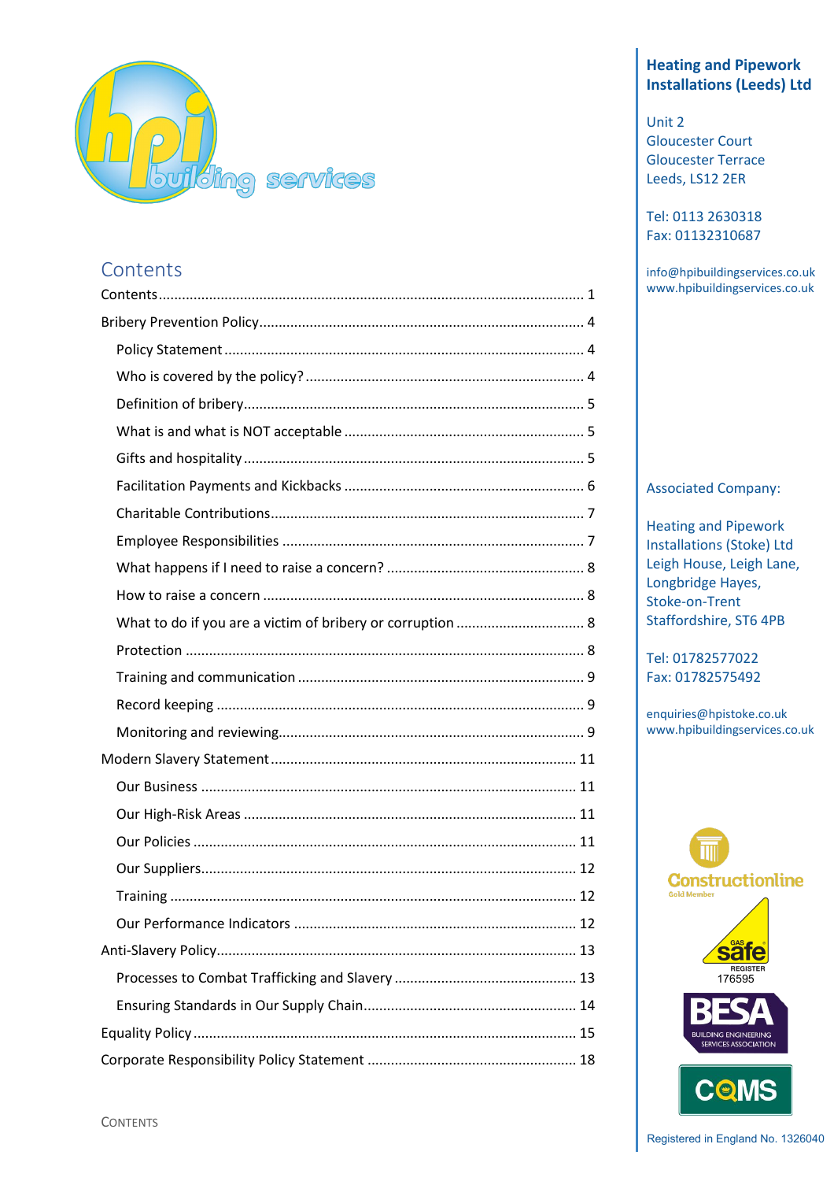hpi building services

## Heating and Pipework Installations (Leeds) Ltd

Unit 2
Gloucester Court
Gloucester Terrace
Leeds, LS12 2ER

Tel: 0113 2630318
Fax: 01132310687

info@hpibuildingservices.co.uk
www.hpibuildingservices.co.uk

Associated Company:

Heating and Pipework Installations (Stoke) Ltd
Leigh House, Leigh Lane,
Longbridge Hayes,
Stoke-on-Trent
Staffordshire, ST6 4PB

Tel: 01782577022
Fax: 01782575492

enquiries@hpistoke.co.uk
www.hpibuildingservices.co.uk

Constructionline Gold Member

Gas Safe Register 176595

BESA Building Engineering Services Association

CQMS

Registered in England No. 1326040

# Contents

Contents ........ 1
Bribery Prevention Policy ........ 4
- Policy Statement ........ 4
- Who is covered by the policy? ........ 4
- Definition of bribery ........ 5
- What is and what is NOT acceptable ........ 5
- Gifts and hospitality ........ 5
- Facilitation Payments and Kickbacks ........ 6
- Charitable Contributions ........ 7
- Employee Responsibilities ........ 7
- What happens if I need to raise a concern? ........ 8
- How to raise a concern ........ 8
- What to do if you are a victim of bribery or corruption ........ 8
- Protection ........ 8
- Training and communication ........ 9
- Record keeping ........ 9
- Monitoring and reviewing ........ 9

Modern Slavery Statement ........ 11
- Our Business ........ 11
- Our High-Risk Areas ........ 11
- Our Policies ........ 11
- Our Suppliers ........ 12
- Training ........ 12
- Our Performance Indicators ........ 12

Anti-Slavery Policy ........ 13
- Processes to Combat Trafficking and Slavery ........ 13
- Ensuring Standards in Our Supply Chain ........ 14

Equality Policy ........ 15
Corporate Responsibility Policy Statement ........ 18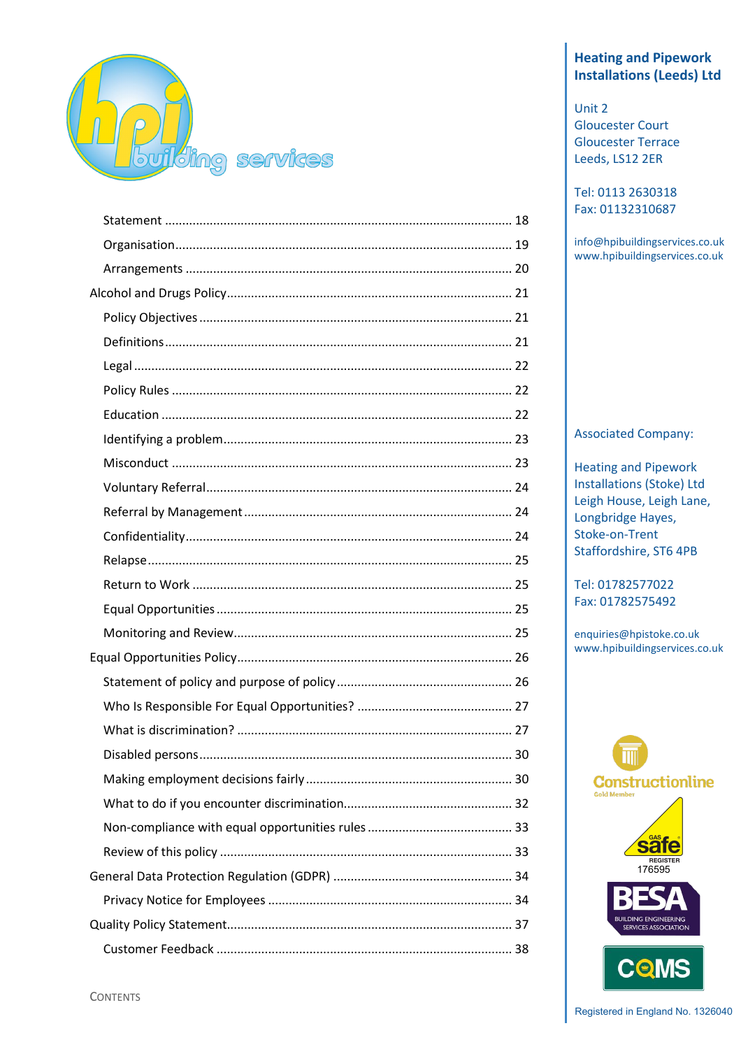Statement ... 18

Organisation ... 19

Arrangements ... 20

Alcohol and Drugs Policy ... 21

Policy Objectives ... 21

Definitions ... 21

Legal ... 22

Policy Rules ... 22

Education ... 22

Identifying a problem ... 23

Misconduct ... 23

Voluntary Referral ... 24

Referral by Management ... 24

Confidentiality ... 24

Relapse ... 25

Return to Work ... 25

Equal Opportunities ... 25

Monitoring and Review ... 25

Equal Opportunities Policy ... 26

Statement of policy and purpose of policy ... 26

Who Is Responsible For Equal Opportunities? ... 27

What is discrimination? ... 27

Disabled persons ... 30

Making employment decisions fairly ... 30

What to do if you encounter discrimination ... 32

Non-compliance with equal opportunities rules ... 33

Review of this policy ... 33

General Data Protection Regulation (GDPR) ... 34

Privacy Notice for Employees ... 34

Quality Policy Statement ... 37

Customer Feedback ... 38

**Heating and Pipework Installations (Leeds) Ltd**

Unit 2
Gloucester Court
Gloucester Terrace
Leeds, LS12 2ER

Tel: 0113 2630318
Fax: 01132310687

info@hpibuildingservices.co.uk
www.hpibuildingservices.co.uk

Associated Company:

Heating and Pipework Installations (Stoke) Ltd
Leigh House, Leigh Lane,
Longbridge Hayes,
Stoke-on-Trent
Staffordshire, ST6 4PB

Tel: 01782577022
Fax: 01782575492

enquiries@hpistoke.co.uk
www.hpibuildingservices.co.uk

Gas Safe Register 176595

Registered in England No. 1326040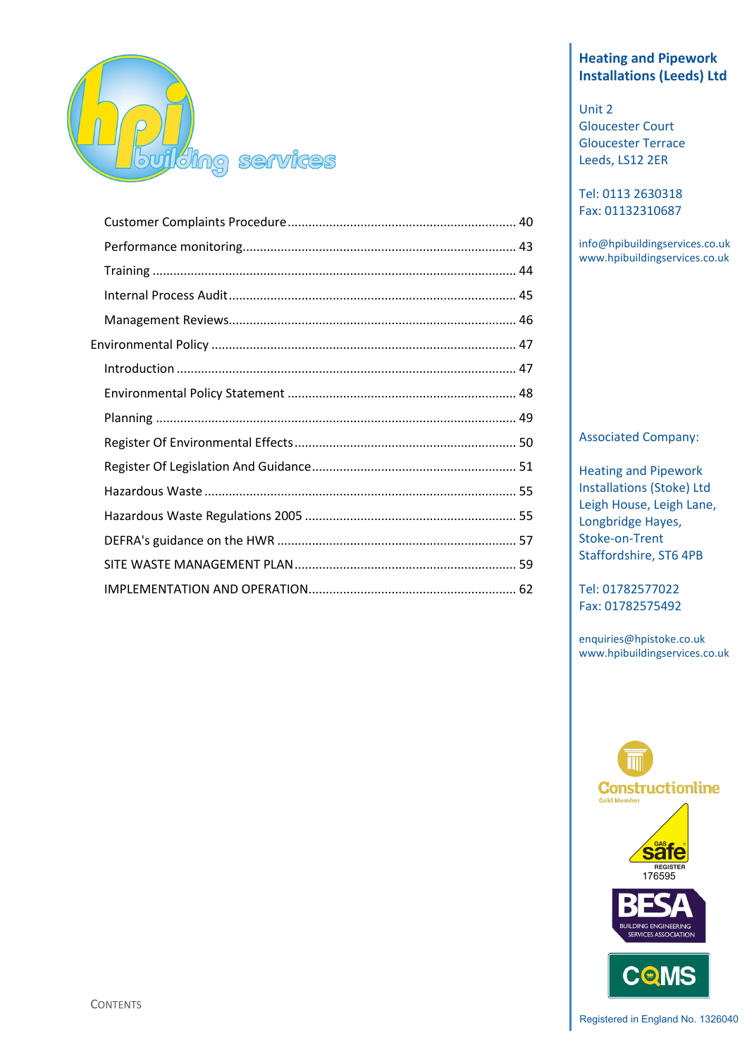Customer Complaints Procedure ................................................................ 40

Performance monitoring............................................................................ 43

Training ........................................................................................................ 44

Internal Process Audit ................................................................................ 45

Management Reviews................................................................................. 46

Environmental Policy ...................................................................................... 47

Introduction ................................................................................................ 47

Environmental Policy Statement ................................................................ 48

Planning ...................................................................................................... 49

Register Of Environmental Effects ............................................................... 50

Register Of Legislation And Guidance .......................................................... 51

Hazardous Waste ........................................................................................ 55

Hazardous Waste Regulations 2005 ............................................................ 55

DEFRA's guidance on the HWR .................................................................... 57

SITE WASTE MANAGEMENT PLAN ............................................................... 59

IMPLEMENTATION AND OPERATION........................................................... 62

**Heating and Pipework Installations (Leeds) Ltd**

Unit 2
Gloucester Court
Gloucester Terrace
Leeds, LS12 2ER

Tel: 0113 2630318
Fax: 01132310687

info@hpibuildingservices.co.uk
www.hpibuildingservices.co.uk

Associated Company:

Heating and Pipework Installations (Stoke) Ltd
Leigh House, Leigh Lane,
Longbridge Hayes,
Stoke-on-Trent
Staffordshire, ST6 4PB

Tel: 01782577022
Fax: 01782575492

enquiries@hpistoke.co.uk
www.hpibuildingservices.co.uk

Registered in England No. 1326040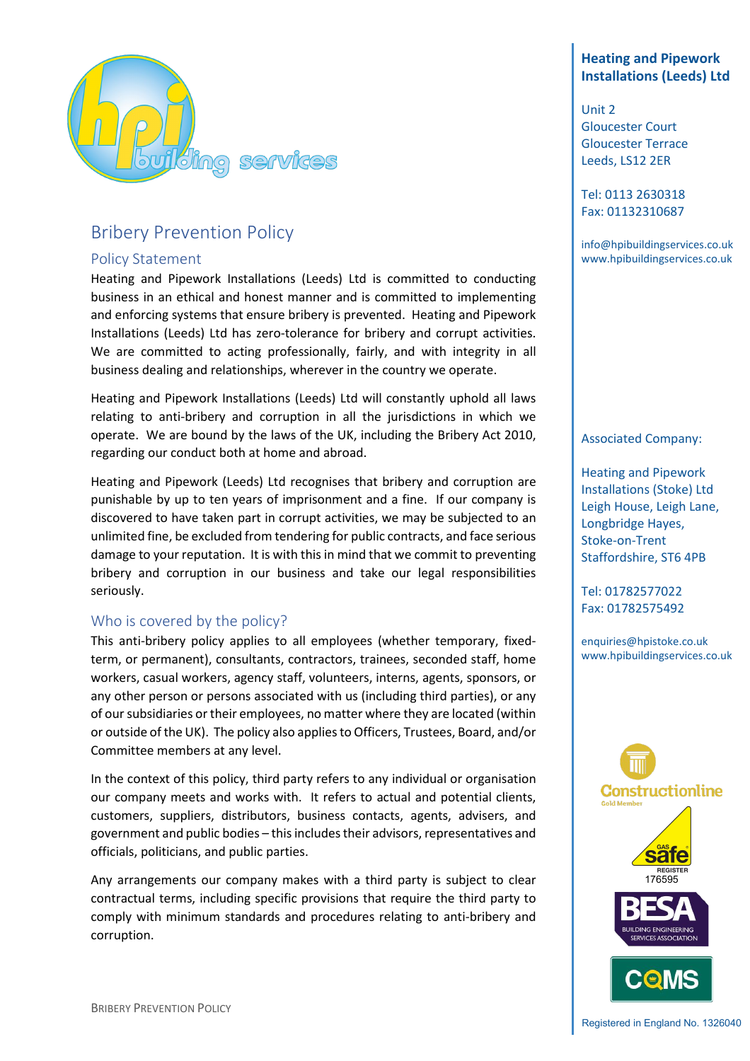# Bribery Prevention Policy

## Policy Statement

Heating and Pipework Installations (Leeds) Ltd is committed to conducting business in an ethical and honest manner and is committed to implementing and enforcing systems that ensure bribery is prevented. Heating and Pipework Installations (Leeds) Ltd has zero-tolerance for bribery and corrupt activities. We are committed to acting professionally, fairly, and with integrity in all business dealing and relationships, wherever in the country we operate.

Heating and Pipework Installations (Leeds) Ltd will constantly uphold all laws relating to anti-bribery and corruption in all the jurisdictions in which we operate. We are bound by the laws of the UK, including the Bribery Act 2010, regarding our conduct both at home and abroad.

Heating and Pipework (Leeds) Ltd recognises that bribery and corruption are punishable by up to ten years of imprisonment and a fine. If our company is discovered to have taken part in corrupt activities, we may be subjected to an unlimited fine, be excluded from tendering for public contracts, and face serious damage to your reputation. It is with this in mind that we commit to preventing bribery and corruption in our business and take our legal responsibilities seriously.

## Who is covered by the policy?

This anti-bribery policy applies to all employees (whether temporary, fixed-term, or permanent), consultants, contractors, trainees, seconded staff, home workers, casual workers, agency staff, volunteers, interns, agents, sponsors, or any other person or persons associated with us (including third parties), or any of our subsidiaries or their employees, no matter where they are located (within or outside of the UK). The policy also applies to Officers, Trustees, Board, and/or Committee members at any level.

In the context of this policy, third party refers to any individual or organisation our company meets and works with. It refers to actual and potential clients, customers, suppliers, distributors, business contacts, agents, advisers, and government and public bodies – this includes their advisors, representatives and officials, politicians, and public parties.

Any arrangements our company makes with a third party is subject to clear contractual terms, including specific provisions that require the third party to comply with minimum standards and procedures relating to anti-bribery and corruption.

**Heating and Pipework Installations (Leeds) Ltd**

Unit 2
Gloucester Court
Gloucester Terrace
Leeds, LS12 2ER

Tel: 0113 2630318
Fax: 01132310687

info@hpibuildingservices.co.uk
www.hpibuildingservices.co.uk

Associated Company:

Heating and Pipework Installations (Stoke) Ltd
Leigh House, Leigh Lane,
Longbridge Hayes,
Stoke-on-Trent
Staffordshire, ST6 4PB

Tel: 01782577022
Fax: 01782575492

enquiries@hpistoke.co.uk
www.hpibuildingservices.co.uk

Gas Safe Register 176595

Registered in England No. 1326040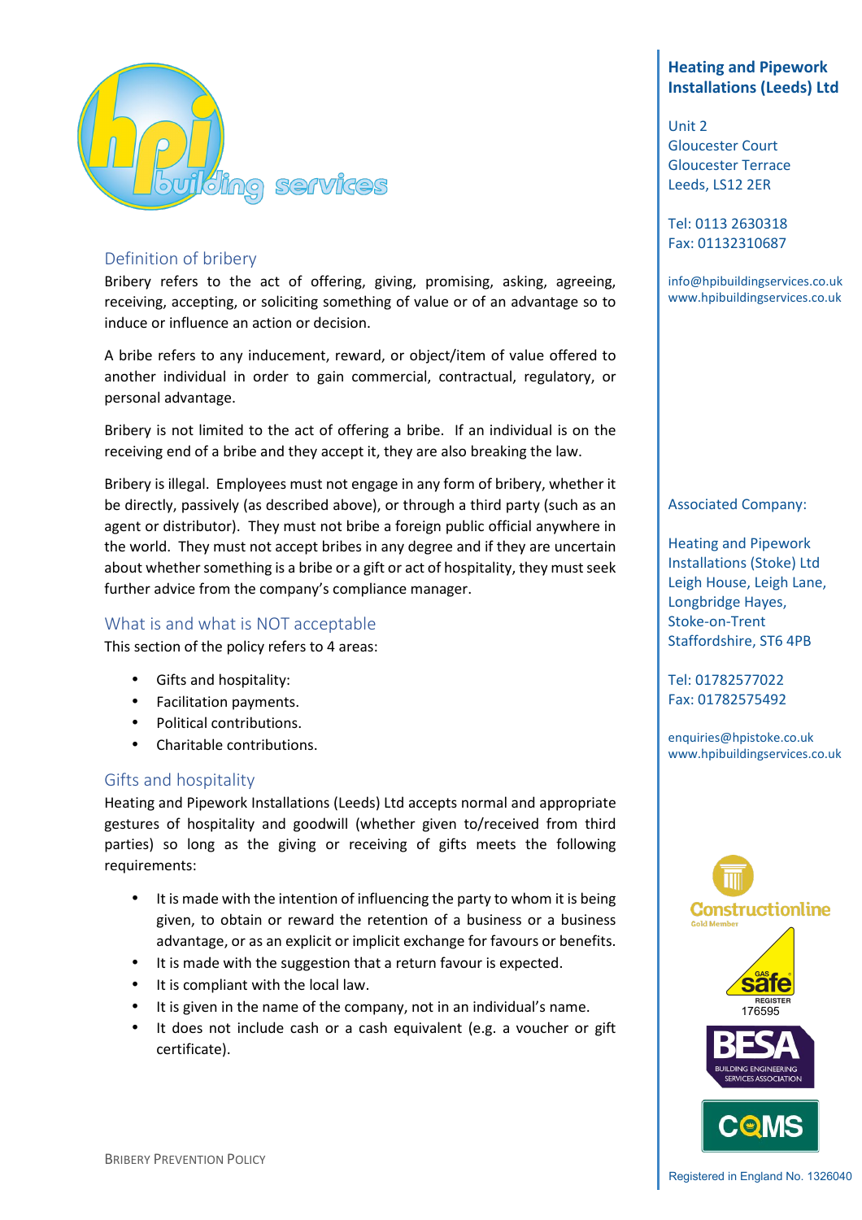## Definition of bribery

Bribery refers to the act of offering, giving, promising, asking, agreeing, receiving, accepting, or soliciting something of value or of an advantage so to induce or influence an action or decision.

A bribe refers to any inducement, reward, or object/item of value offered to another individual in order to gain commercial, contractual, regulatory, or personal advantage.

Bribery is not limited to the act of offering a bribe. If an individual is on the receiving end of a bribe and they accept it, they are also breaking the law.

Bribery is illegal. Employees must not engage in any form of bribery, whether it be directly, passively (as described above), or through a third party (such as an agent or distributor). They must not bribe a foreign public official anywhere in the world. They must not accept bribes in any degree and if they are uncertain about whether something is a bribe or a gift or act of hospitality, they must seek further advice from the company's compliance manager.

## What is and what is NOT acceptable

This section of the policy refers to 4 areas:

- Gifts and hospitality:
- Facilitation payments.
- Political contributions.
- Charitable contributions.

## Gifts and hospitality

Heating and Pipework Installations (Leeds) Ltd accepts normal and appropriate gestures of hospitality and goodwill (whether given to/received from third parties) so long as the giving or receiving of gifts meets the following requirements:

- It is made with the intention of influencing the party to whom it is being given, to obtain or reward the retention of a business or a business advantage, or as an explicit or implicit exchange for favours or benefits.
- It is made with the suggestion that a return favour is expected.
- It is compliant with the local law.
- It is given in the name of the company, not in an individual's name.
- It does not include cash or a cash equivalent (e.g. a voucher or gift certificate).

**Heating and Pipework Installations (Leeds) Ltd**

Unit 2
Gloucester Court
Gloucester Terrace
Leeds, LS12 2ER

Tel: 0113 2630318
Fax: 01132310687

info@hpibuildingservices.co.uk
www.hpibuildingservices.co.uk

Associated Company:

Heating and Pipework Installations (Stoke) Ltd
Leigh House, Leigh Lane,
Longbridge Hayes,
Stoke-on-Trent
Staffordshire, ST6 4PB

Tel: 01782577022
Fax: 01782575492

enquiries@hpistoke.co.uk
www.hpibuildingservices.co.uk

Gas Safe Register 176595

Registered in England No. 1326040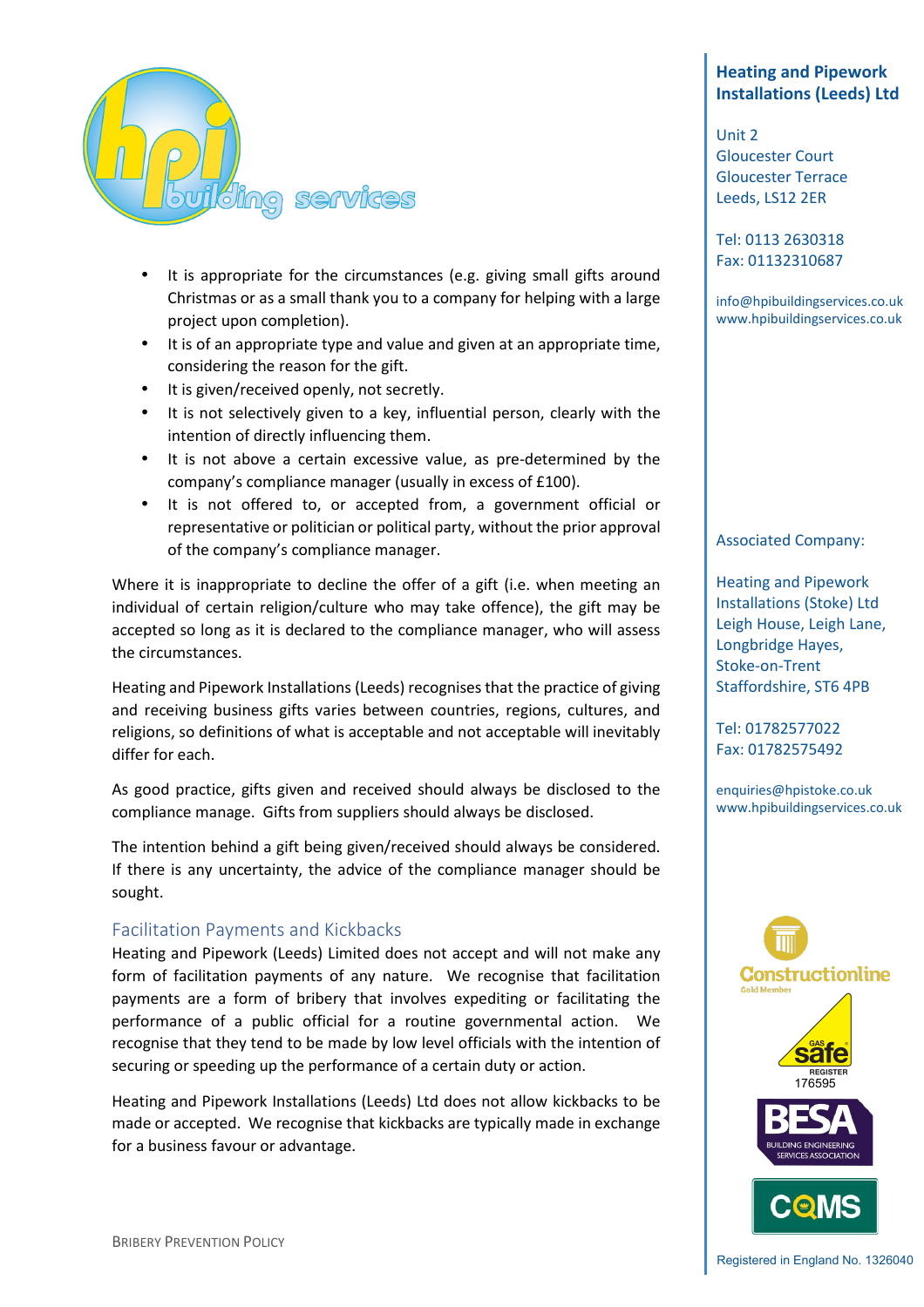- It is appropriate for the circumstances (e.g. giving small gifts around Christmas or as a small thank you to a company for helping with a large project upon completion).
- It is of an appropriate type and value and given at an appropriate time, considering the reason for the gift.
- It is given/received openly, not secretly.
- It is not selectively given to a key, influential person, clearly with the intention of directly influencing them.
- It is not above a certain excessive value, as pre-determined by the company's compliance manager (usually in excess of £100).
- It is not offered to, or accepted from, a government official or representative or politician or political party, without the prior approval of the company's compliance manager.

Where it is inappropriate to decline the offer of a gift (i.e. when meeting an individual of certain religion/culture who may take offence), the gift may be accepted so long as it is declared to the compliance manager, who will assess the circumstances.

Heating and Pipework Installations (Leeds) recognises that the practice of giving and receiving business gifts varies between countries, regions, cultures, and religions, so definitions of what is acceptable and not acceptable will inevitably differ for each.

As good practice, gifts given and received should always be disclosed to the compliance manage. Gifts from suppliers should always be disclosed.

The intention behind a gift being given/received should always be considered. If there is any uncertainty, the advice of the compliance manager should be sought.

## Facilitation Payments and Kickbacks

Heating and Pipework (Leeds) Limited does not accept and will not make any form of facilitation payments of any nature. We recognise that facilitation payments are a form of bribery that involves expediting or facilitating the performance of a public official for a routine governmental action. We recognise that they tend to be made by low level officials with the intention of securing or speeding up the performance of a certain duty or action.

Heating and Pipework Installations (Leeds) Ltd does not allow kickbacks to be made or accepted. We recognise that kickbacks are typically made in exchange for a business favour or advantage.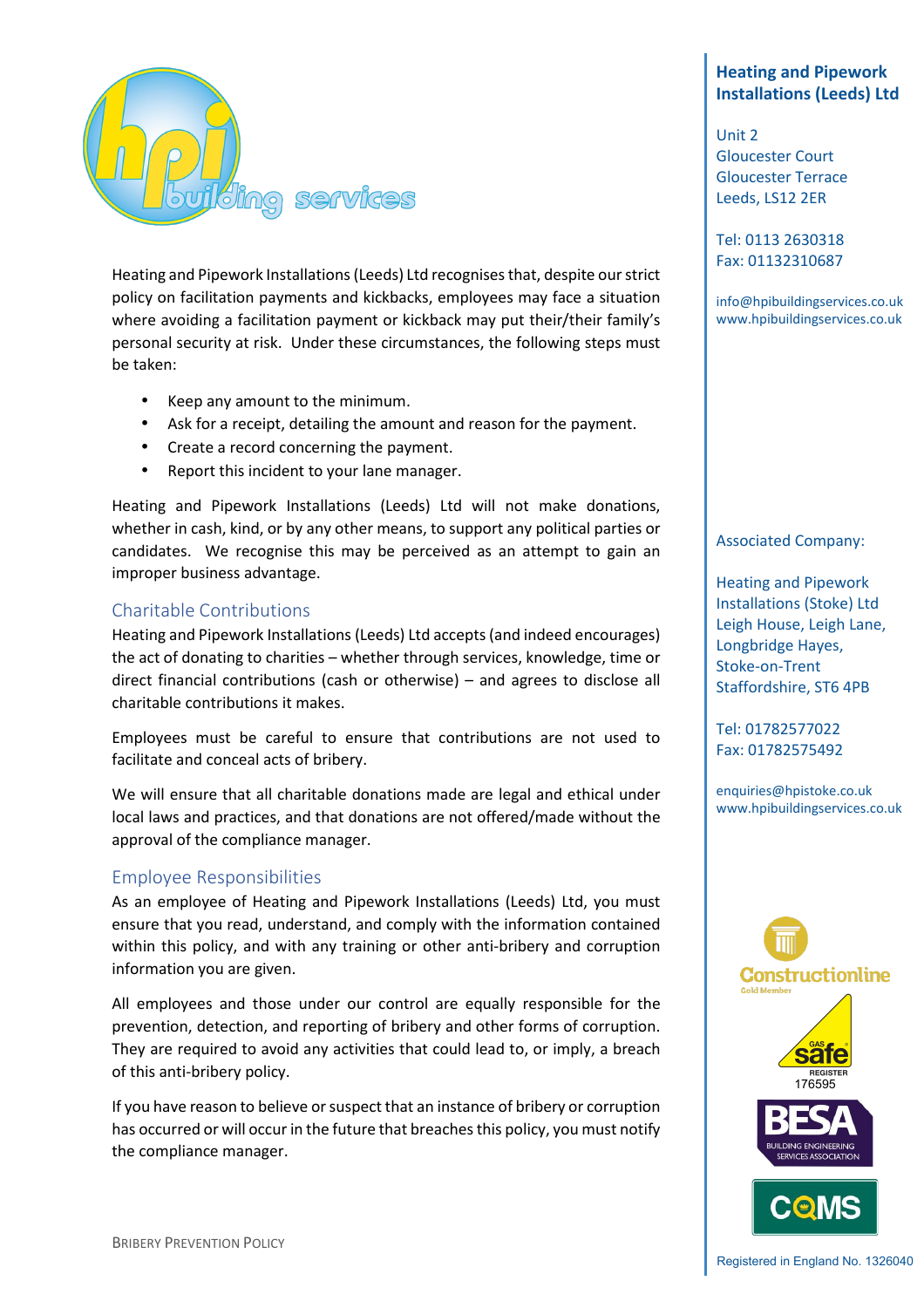Heating and Pipework Installations (Leeds) Ltd recognises that, despite our strict policy on facilitation payments and kickbacks, employees may face a situation where avoiding a facilitation payment or kickback may put their/their family's personal security at risk. Under these circumstances, the following steps must be taken:

- Keep any amount to the minimum.
- Ask for a receipt, detailing the amount and reason for the payment.
- Create a record concerning the payment.
- Report this incident to your lane manager.

Heating and Pipework Installations (Leeds) Ltd will not make donations, whether in cash, kind, or by any other means, to support any political parties or candidates. We recognise this may be perceived as an attempt to gain an improper business advantage.

## Charitable Contributions

Heating and Pipework Installations (Leeds) Ltd accepts (and indeed encourages) the act of donating to charities – whether through services, knowledge, time or direct financial contributions (cash or otherwise) – and agrees to disclose all charitable contributions it makes.

Employees must be careful to ensure that contributions are not used to facilitate and conceal acts of bribery.

We will ensure that all charitable donations made are legal and ethical under local laws and practices, and that donations are not offered/made without the approval of the compliance manager.

## Employee Responsibilities

As an employee of Heating and Pipework Installations (Leeds) Ltd, you must ensure that you read, understand, and comply with the information contained within this policy, and with any training or other anti-bribery and corruption information you are given.

All employees and those under our control are equally responsible for the prevention, detection, and reporting of bribery and other forms of corruption. They are required to avoid any activities that could lead to, or imply, a breach of this anti-bribery policy.

If you have reason to believe or suspect that an instance of bribery or corruption has occurred or will occur in the future that breaches this policy, you must notify the compliance manager.

**Heating and Pipework Installations (Leeds) Ltd**

Unit 2
Gloucester Court
Gloucester Terrace
Leeds, LS12 2ER

Tel: 0113 2630318
Fax: 01132310687

info@hpibuildingservices.co.uk
www.hpibuildingservices.co.uk

Associated Company:

Heating and Pipework Installations (Stoke) Ltd
Leigh House, Leigh Lane,
Longbridge Hayes,
Stoke-on-Trent
Staffordshire, ST6 4PB

Tel: 01782577022
Fax: 01782575492

enquiries@hpistoke.co.uk
www.hpibuildingservices.co.uk

Registered in England No. 1326040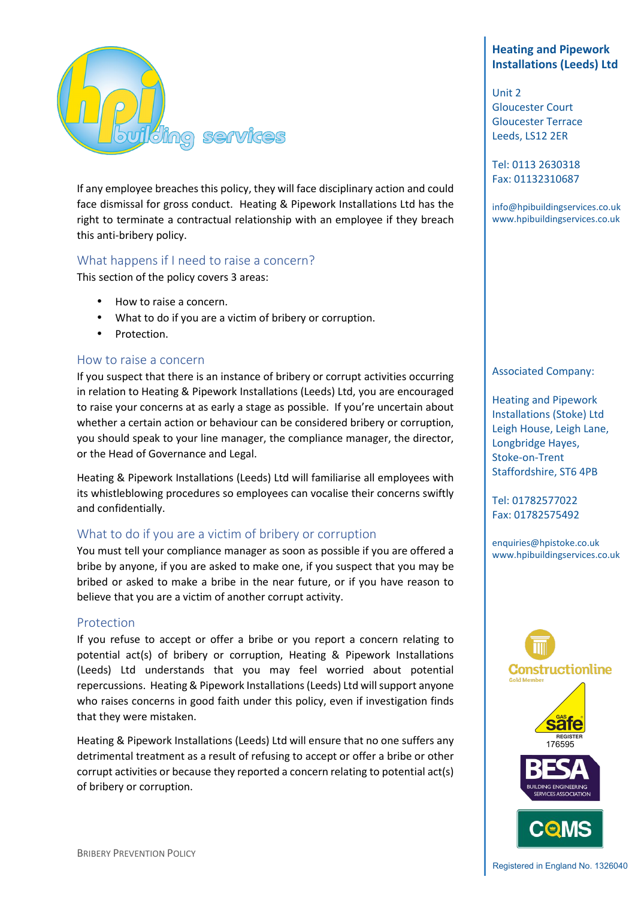If any employee breaches this policy, they will face disciplinary action and could face dismissal for gross conduct. Heating & Pipework Installations Ltd has the right to terminate a contractual relationship with an employee if they breach this anti-bribery policy.

## What happens if I need to raise a concern?

This section of the policy covers 3 areas:

- How to raise a concern.
- What to do if you are a victim of bribery or corruption.
- Protection.

## How to raise a concern

If you suspect that there is an instance of bribery or corrupt activities occurring in relation to Heating & Pipework Installations (Leeds) Ltd, you are encouraged to raise your concerns at as early a stage as possible. If you're uncertain about whether a certain action or behaviour can be considered bribery or corruption, you should speak to your line manager, the compliance manager, the director, or the Head of Governance and Legal.

Heating & Pipework Installations (Leeds) Ltd will familiarise all employees with its whistleblowing procedures so employees can vocalise their concerns swiftly and confidentially.

## What to do if you are a victim of bribery or corruption

You must tell your compliance manager as soon as possible if you are offered a bribe by anyone, if you are asked to make one, if you suspect that you may be bribed or asked to make a bribe in the near future, or if you have reason to believe that you are a victim of another corrupt activity.

## Protection

If you refuse to accept or offer a bribe or you report a concern relating to potential act(s) of bribery or corruption, Heating & Pipework Installations (Leeds) Ltd understands that you may feel worried about potential repercussions. Heating & Pipework Installations (Leeds) Ltd will support anyone who raises concerns in good faith under this policy, even if investigation finds that they were mistaken.

Heating & Pipework Installations (Leeds) Ltd will ensure that no one suffers any detrimental treatment as a result of refusing to accept or offer a bribe or other corrupt activities or because they reported a concern relating to potential act(s) of bribery or corruption.

**Heating and Pipework Installations (Leeds) Ltd**

Unit 2
Gloucester Court
Gloucester Terrace
Leeds, LS12 2ER

Tel: 0113 2630318
Fax: 01132310687

info@hpibuildingservices.co.uk
www.hpibuildingservices.co.uk

Associated Company:

Heating and Pipework Installations (Stoke) Ltd
Leigh House, Leigh Lane,
Longbridge Hayes,
Stoke-on-Trent
Staffordshire, ST6 4PB

Tel: 01782577022
Fax: 01782575492

enquiries@hpistoke.co.uk
www.hpibuildingservices.co.uk

Registered in England No. 1326040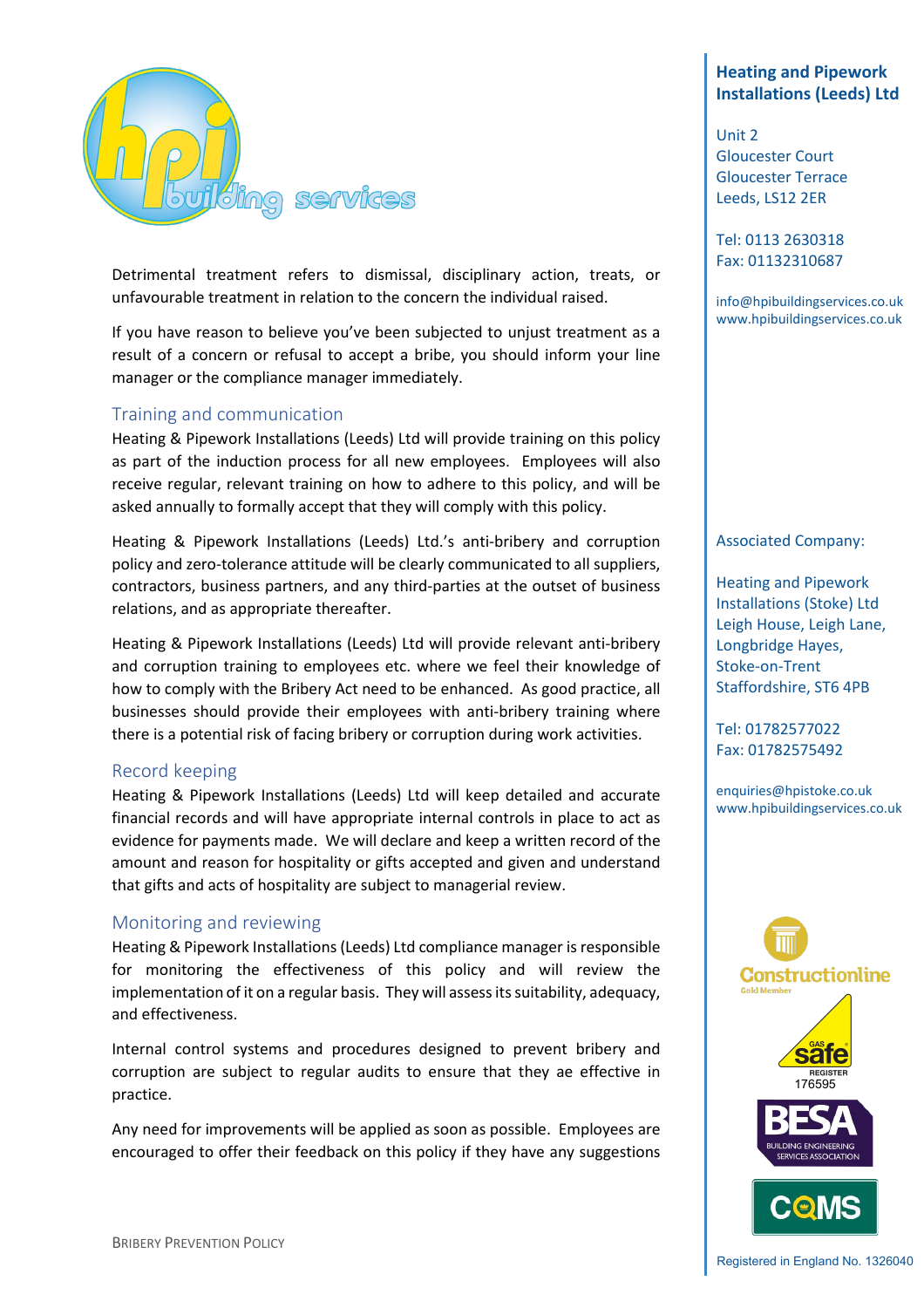Detrimental treatment refers to dismissal, disciplinary action, treats, or unfavourable treatment in relation to the concern the individual raised.

If you have reason to believe you've been subjected to unjust treatment as a result of a concern or refusal to accept a bribe, you should inform your line manager or the compliance manager immediately.

## Training and communication

Heating & Pipework Installations (Leeds) Ltd will provide training on this policy as part of the induction process for all new employees. Employees will also receive regular, relevant training on how to adhere to this policy, and will be asked annually to formally accept that they will comply with this policy.

Heating & Pipework Installations (Leeds) Ltd.'s anti-bribery and corruption policy and zero-tolerance attitude will be clearly communicated to all suppliers, contractors, business partners, and any third-parties at the outset of business relations, and as appropriate thereafter.

Heating & Pipework Installations (Leeds) Ltd will provide relevant anti-bribery and corruption training to employees etc. where we feel their knowledge of how to comply with the Bribery Act need to be enhanced. As good practice, all businesses should provide their employees with anti-bribery training where there is a potential risk of facing bribery or corruption during work activities.

## Record keeping

Heating & Pipework Installations (Leeds) Ltd will keep detailed and accurate financial records and will have appropriate internal controls in place to act as evidence for payments made. We will declare and keep a written record of the amount and reason for hospitality or gifts accepted and given and understand that gifts and acts of hospitality are subject to managerial review.

## Monitoring and reviewing

Heating & Pipework Installations (Leeds) Ltd compliance manager is responsible for monitoring the effectiveness of this policy and will review the implementation of it on a regular basis. They will assess its suitability, adequacy, and effectiveness.

Internal control systems and procedures designed to prevent bribery and corruption are subject to regular audits to ensure that they ae effective in practice.

Any need for improvements will be applied as soon as possible. Employees are encouraged to offer their feedback on this policy if they have any suggestions

**Heating and Pipework Installations (Leeds) Ltd**

Unit 2
Gloucester Court
Gloucester Terrace
Leeds, LS12 2ER

Tel: 0113 2630318
Fax: 01132310687

info@hpibuildingservices.co.uk
www.hpibuildingservices.co.uk

Associated Company:

Heating and Pipework Installations (Stoke) Ltd
Leigh House, Leigh Lane,
Longbridge Hayes,
Stoke-on-Trent
Staffordshire, ST6 4PB

Tel: 01782577022
Fax: 01782575492

enquiries@hpistoke.co.uk
www.hpibuildingservices.co.uk

Registered in England No. 1326040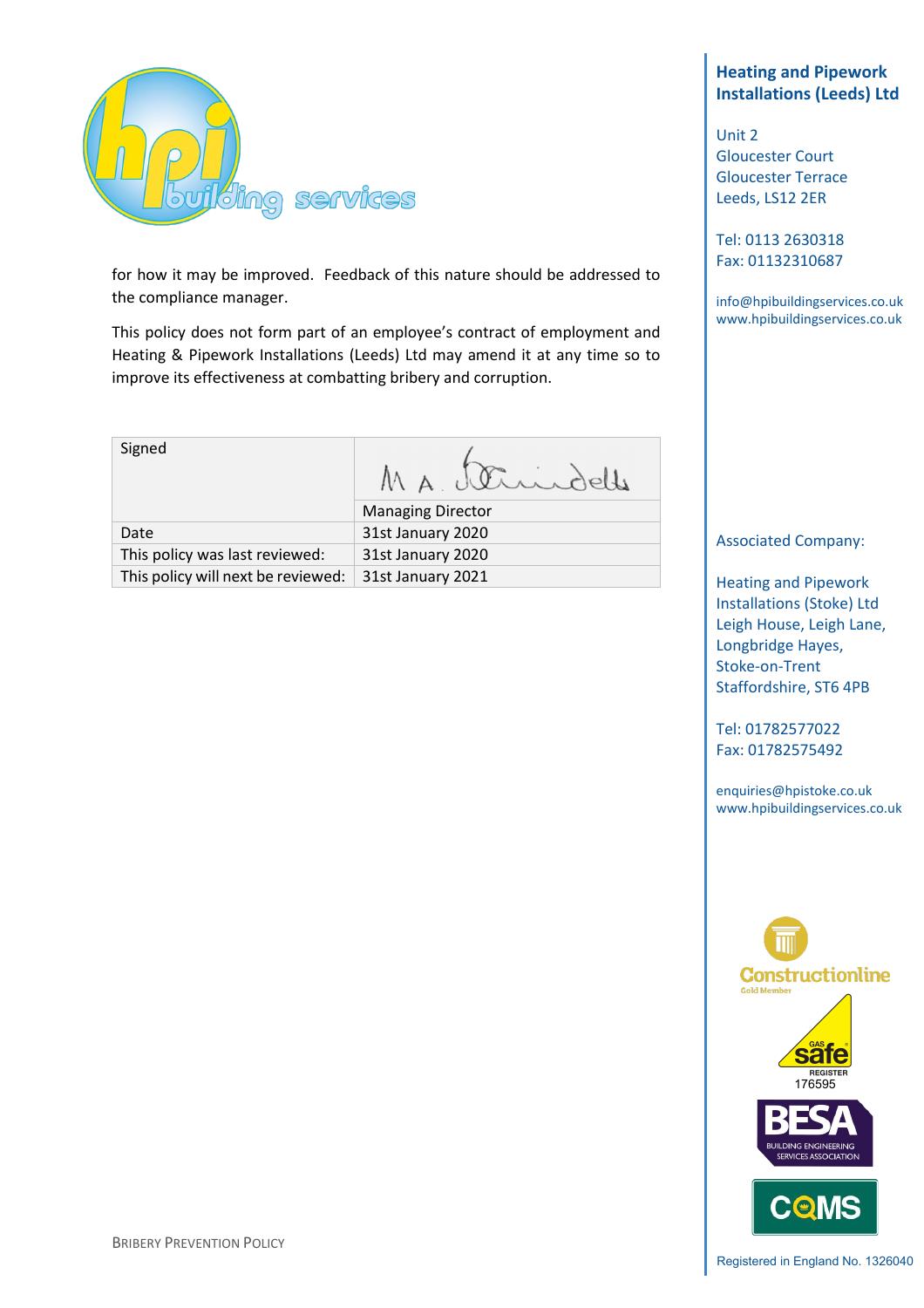for how it may be improved. Feedback of this nature should be addressed to the compliance manager.

This policy does not form part of an employee's contract of employment and Heating & Pipework Installations (Leeds) Ltd may amend it at any time so to improve its effectiveness at combatting bribery and corruption.

| Signed | M A Brindell |
|---|---|
| | Managing Director |
| Date | 31st January 2020 |
| This policy was last reviewed: | 31st January 2020 |
| This policy will next be reviewed: | 31st January 2021 |

**Heating and Pipework Installations (Leeds) Ltd**

Unit 2
Gloucester Court
Gloucester Terrace
Leeds, LS12 2ER

Tel: 0113 2630318
Fax: 01132310687

info@hpibuildingservices.co.uk
www.hpibuildingservices.co.uk

Associated Company:

Heating and Pipework Installations (Stoke) Ltd
Leigh House, Leigh Lane,
Longbridge Hayes,
Stoke-on-Trent
Staffordshire, ST6 4PB

Tel: 01782577022
Fax: 01782575492

enquiries@hpistoke.co.uk
www.hpibuildingservices.co.uk

Registered in England No. 1326040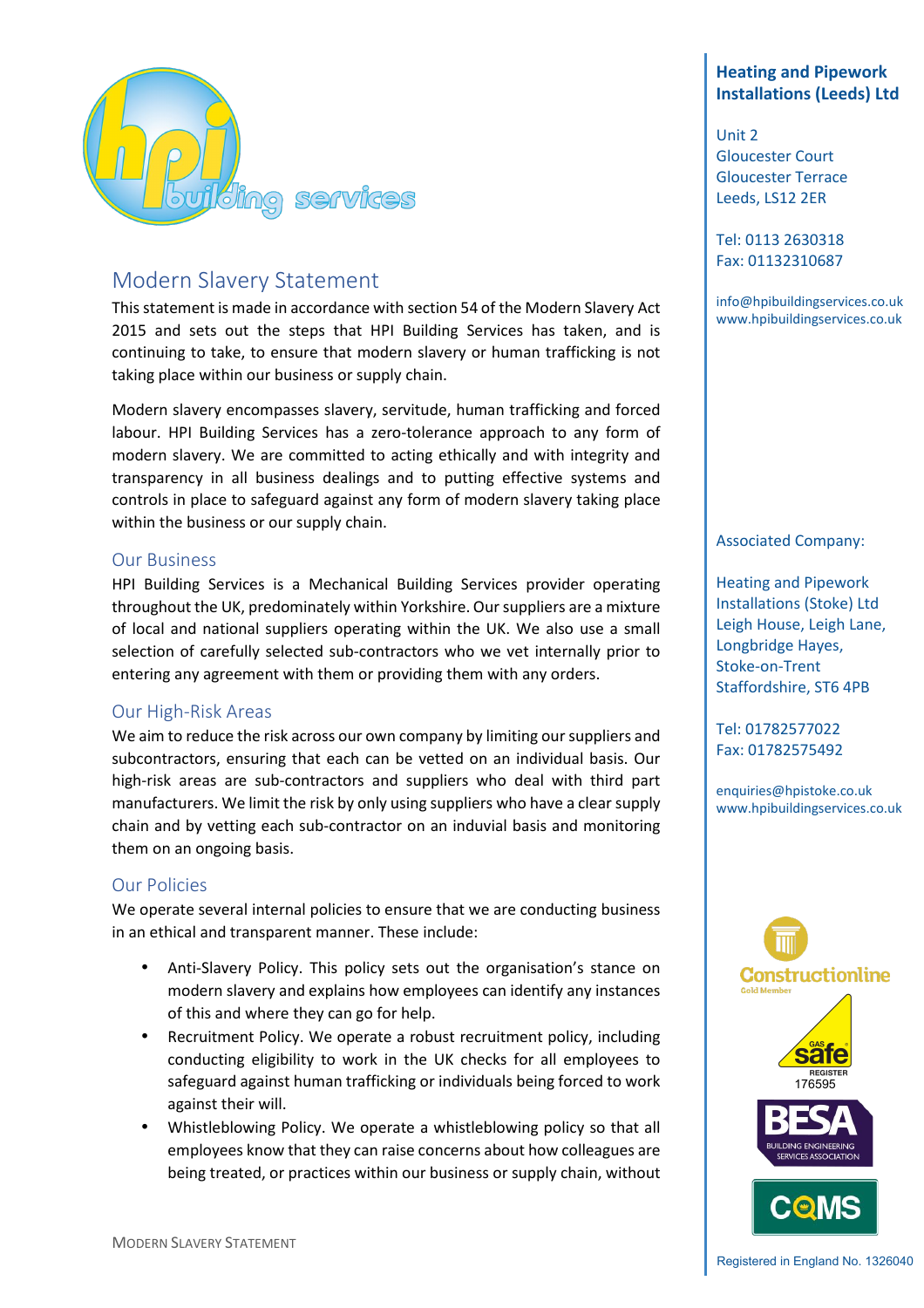# Modern Slavery Statement

This statement is made in accordance with section 54 of the Modern Slavery Act 2015 and sets out the steps that HPI Building Services has taken, and is continuing to take, to ensure that modern slavery or human trafficking is not taking place within our business or supply chain.

Modern slavery encompasses slavery, servitude, human trafficking and forced labour. HPI Building Services has a zero-tolerance approach to any form of modern slavery. We are committed to acting ethically and with integrity and transparency in all business dealings and to putting effective systems and controls in place to safeguard against any form of modern slavery taking place within the business or our supply chain.

## Our Business

HPI Building Services is a Mechanical Building Services provider operating throughout the UK, predominately within Yorkshire. Our suppliers are a mixture of local and national suppliers operating within the UK. We also use a small selection of carefully selected sub-contractors who we vet internally prior to entering any agreement with them or providing them with any orders.

## Our High-Risk Areas

We aim to reduce the risk across our own company by limiting our suppliers and subcontractors, ensuring that each can be vetted on an individual basis. Our high-risk areas are sub-contractors and suppliers who deal with third part manufacturers. We limit the risk by only using suppliers who have a clear supply chain and by vetting each sub-contractor on an induvial basis and monitoring them on an ongoing basis.

## Our Policies

We operate several internal policies to ensure that we are conducting business in an ethical and transparent manner. These include:

- Anti-Slavery Policy. This policy sets out the organisation's stance on modern slavery and explains how employees can identify any instances of this and where they can go for help.
- Recruitment Policy. We operate a robust recruitment policy, including conducting eligibility to work in the UK checks for all employees to safeguard against human trafficking or individuals being forced to work against their will.
- Whistleblowing Policy. We operate a whistleblowing policy so that all employees know that they can raise concerns about how colleagues are being treated, or practices within our business or supply chain, without

**Heating and Pipework Installations (Leeds) Ltd**

Unit 2
Gloucester Court
Gloucester Terrace
Leeds, LS12 2ER

Tel: 0113 2630318
Fax: 01132310687

info@hpibuildingservices.co.uk
www.hpibuildingservices.co.uk

Associated Company:

Heating and Pipework Installations (Stoke) Ltd
Leigh House, Leigh Lane,
Longbridge Hayes,
Stoke-on-Trent
Staffordshire, ST6 4PB

Tel: 01782577022
Fax: 01782575492

enquiries@hpistoke.co.uk
www.hpibuildingservices.co.uk

Registered in England No. 1326040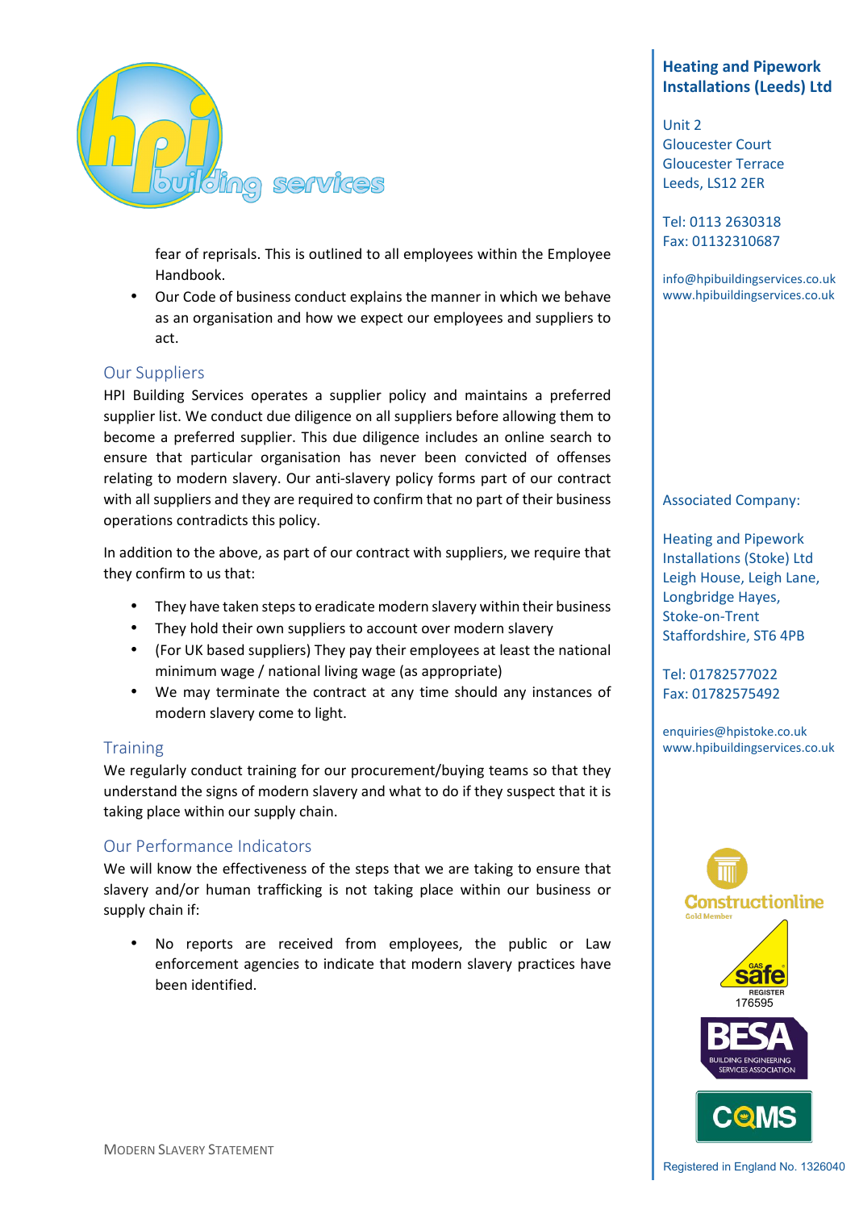**Heating and Pipework Installations (Leeds) Ltd**

Unit 2
Gloucester Court
Gloucester Terrace
Leeds, LS12 2ER

Tel: 0113 2630318
Fax: 01132310687

info@hpibuildingservices.co.uk
www.hpibuildingservices.co.uk

Associated Company:

Heating and Pipework Installations (Stoke) Ltd
Leigh House, Leigh Lane,
Longbridge Hayes,
Stoke-on-Trent
Staffordshire, ST6 4PB

Tel: 01782577022
Fax: 01782575492

enquiries@hpistoke.co.uk
www.hpibuildingservices.co.uk

Registered in England No. 1326040

---

fear of reprisals. This is outlined to all employees within the Employee Handbook.

- Our Code of business conduct explains the manner in which we behave as an organisation and how we expect our employees and suppliers to act.

## Our Suppliers

HPI Building Services operates a supplier policy and maintains a preferred supplier list. We conduct due diligence on all suppliers before allowing them to become a preferred supplier. This due diligence includes an online search to ensure that particular organisation has never been convicted of offenses relating to modern slavery. Our anti-slavery policy forms part of our contract with all suppliers and they are required to confirm that no part of their business operations contradicts this policy.

In addition to the above, as part of our contract with suppliers, we require that they confirm to us that:

- They have taken steps to eradicate modern slavery within their business
- They hold their own suppliers to account over modern slavery
- (For UK based suppliers) They pay their employees at least the national minimum wage / national living wage (as appropriate)
- We may terminate the contract at any time should any instances of modern slavery come to light.

## Training

We regularly conduct training for our procurement/buying teams so that they understand the signs of modern slavery and what to do if they suspect that it is taking place within our supply chain.

## Our Performance Indicators

We will know the effectiveness of the steps that we are taking to ensure that slavery and/or human trafficking is not taking place within our business or supply chain if:

- No reports are received from employees, the public or Law enforcement agencies to indicate that modern slavery practices have been identified.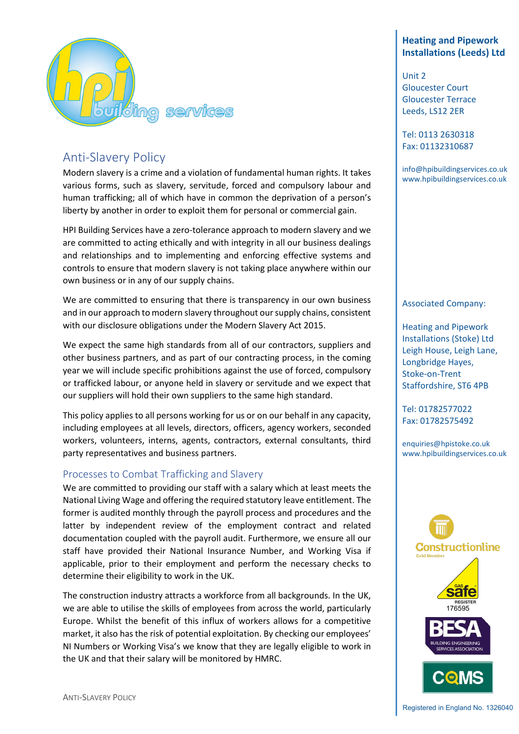# Anti-Slavery Policy

Modern slavery is a crime and a violation of fundamental human rights. It takes various forms, such as slavery, servitude, forced and compulsory labour and human trafficking; all of which have in common the deprivation of a person's liberty by another in order to exploit them for personal or commercial gain.

HPI Building Services have a zero-tolerance approach to modern slavery and we are committed to acting ethically and with integrity in all our business dealings and relationships and to implementing and enforcing effective systems and controls to ensure that modern slavery is not taking place anywhere within our own business or in any of our supply chains.

We are committed to ensuring that there is transparency in our own business and in our approach to modern slavery throughout our supply chains, consistent with our disclosure obligations under the Modern Slavery Act 2015.

We expect the same high standards from all of our contractors, suppliers and other business partners, and as part of our contracting process, in the coming year we will include specific prohibitions against the use of forced, compulsory or trafficked labour, or anyone held in slavery or servitude and we expect that our suppliers will hold their own suppliers to the same high standard.

This policy applies to all persons working for us or on our behalf in any capacity, including employees at all levels, directors, officers, agency workers, seconded workers, volunteers, interns, agents, contractors, external consultants, third party representatives and business partners.

## Processes to Combat Trafficking and Slavery

We are committed to providing our staff with a salary which at least meets the National Living Wage and offering the required statutory leave entitlement. The former is audited monthly through the payroll process and procedures and the latter by independent review of the employment contract and related documentation coupled with the payroll audit. Furthermore, we ensure all our staff have provided their National Insurance Number, and Working Visa if applicable, prior to their employment and perform the necessary checks to determine their eligibility to work in the UK.

The construction industry attracts a workforce from all backgrounds. In the UK, we are able to utilise the skills of employees from across the world, particularly Europe. Whilst the benefit of this influx of workers allows for a competitive market, it also has the risk of potential exploitation. By checking our employees' NI Numbers or Working Visa's we know that they are legally eligible to work in the UK and that their salary will be monitored by HMRC.

**Heating and Pipework Installations (Leeds) Ltd**

Unit 2
Gloucester Court
Gloucester Terrace
Leeds, LS12 2ER

Tel: 0113 2630318
Fax: 01132310687

info@hpibuildingservices.co.uk
www.hpibuildingservices.co.uk

Associated Company:

Heating and Pipework Installations (Stoke) Ltd
Leigh House, Leigh Lane,
Longbridge Hayes,
Stoke-on-Trent
Staffordshire, ST6 4PB

Tel: 01782577022
Fax: 01782575492

enquiries@hpistoke.co.uk
www.hpibuildingservices.co.uk

Gas Safe Register 176595

Registered in England No. 1326040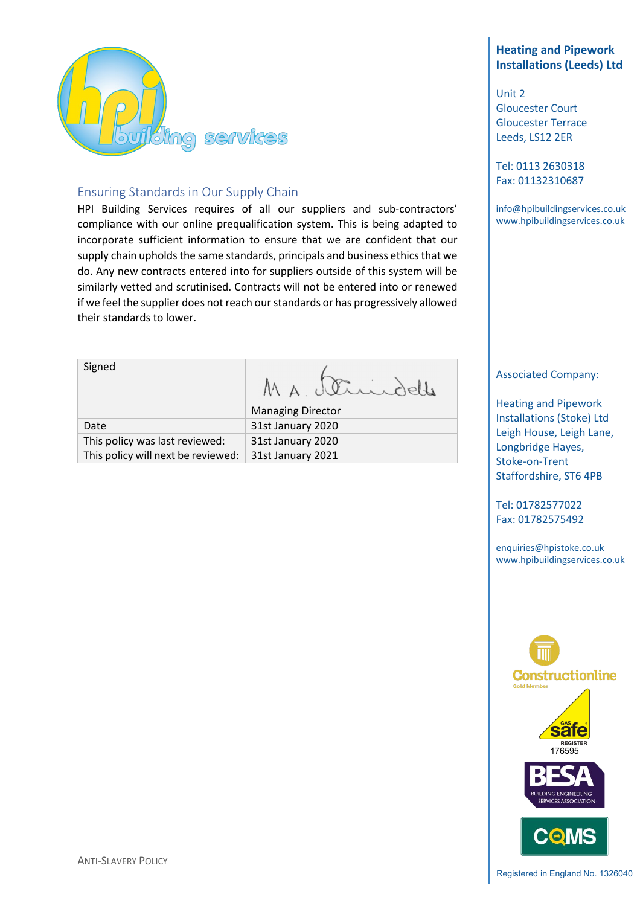## Ensuring Standards in Our Supply Chain

HPI Building Services requires of all our suppliers and sub-contractors' compliance with our online prequalification system. This is being adapted to incorporate sufficient information to ensure that we are confident that our supply chain upholds the same standards, principals and business ethics that we do. Any new contracts entered into for suppliers outside of this system will be similarly vetted and scrutinised. Contracts will not be entered into or renewed if we feel the supplier does not reach our standards or has progressively allowed their standards to lower.

| Signed | M A. Swindells |
|---|---|
| | Managing Director |
| Date | 31st January 2020 |
| This policy was last reviewed: | 31st January 2020 |
| This policy will next be reviewed: | 31st January 2021 |

**Heating and Pipework Installations (Leeds) Ltd**

Unit 2
Gloucester Court
Gloucester Terrace
Leeds, LS12 2ER

Tel: 0113 2630318
Fax: 01132310687

info@hpibuildingservices.co.uk
www.hpibuildingservices.co.uk

Associated Company:

Heating and Pipework Installations (Stoke) Ltd
Leigh House, Leigh Lane,
Longbridge Hayes,
Stoke-on-Trent
Staffordshire, ST6 4PB

Tel: 01782577022
Fax: 01782575492

enquiries@hpistoke.co.uk
www.hpibuildingservices.co.uk

Registered in England No. 1326040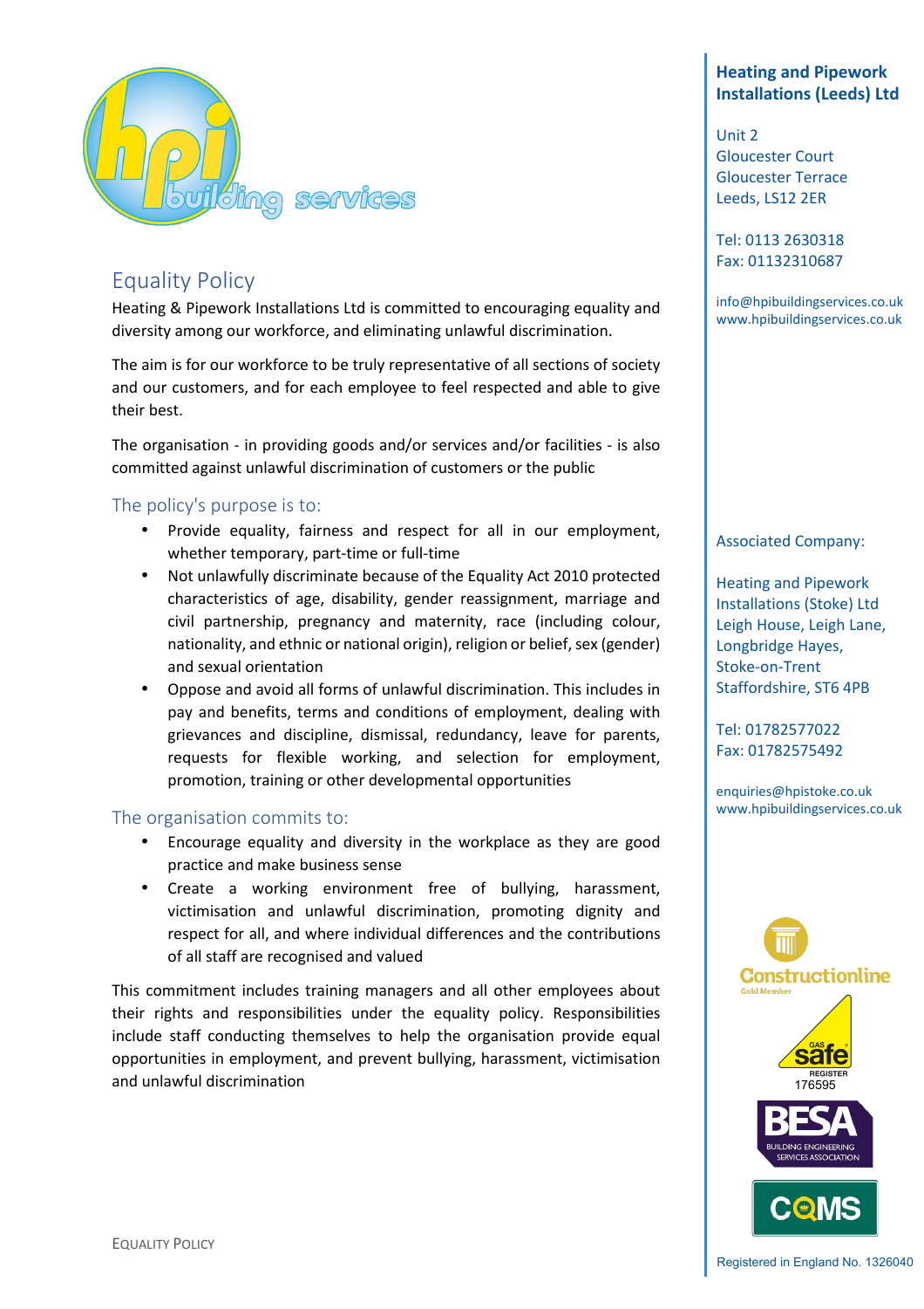# Equality Policy

Heating & Pipework Installations Ltd is committed to encouraging equality and diversity among our workforce, and eliminating unlawful discrimination.

The aim is for our workforce to be truly representative of all sections of society and our customers, and for each employee to feel respected and able to give their best.

The organisation - in providing goods and/or services and/or facilities - is also committed against unlawful discrimination of customers or the public

## The policy's purpose is to:

- Provide equality, fairness and respect for all in our employment, whether temporary, part-time or full-time
- Not unlawfully discriminate because of the Equality Act 2010 protected characteristics of age, disability, gender reassignment, marriage and civil partnership, pregnancy and maternity, race (including colour, nationality, and ethnic or national origin), religion or belief, sex (gender) and sexual orientation
- Oppose and avoid all forms of unlawful discrimination. This includes in pay and benefits, terms and conditions of employment, dealing with grievances and discipline, dismissal, redundancy, leave for parents, requests for flexible working, and selection for employment, promotion, training or other developmental opportunities

## The organisation commits to:

- Encourage equality and diversity in the workplace as they are good practice and make business sense
- Create a working environment free of bullying, harassment, victimisation and unlawful discrimination, promoting dignity and respect for all, and where individual differences and the contributions of all staff are recognised and valued

This commitment includes training managers and all other employees about their rights and responsibilities under the equality policy. Responsibilities include staff conducting themselves to help the organisation provide equal opportunities in employment, and prevent bullying, harassment, victimisation and unlawful discrimination

**Heating and Pipework Installations (Leeds) Ltd**

Unit 2
Gloucester Court
Gloucester Terrace
Leeds, LS12 2ER

Tel: 0113 2630318
Fax: 01132310687

info@hpibuildingservices.co.uk
www.hpibuildingservices.co.uk

Associated Company:

Heating and Pipework Installations (Stoke) Ltd
Leigh House, Leigh Lane,
Longbridge Hayes,
Stoke-on-Trent
Staffordshire, ST6 4PB

Tel: 01782577022
Fax: 01782575492

enquiries@hpistoke.co.uk
www.hpibuildingservices.co.uk

Gas Safe Register 176595

Registered in England No. 1326040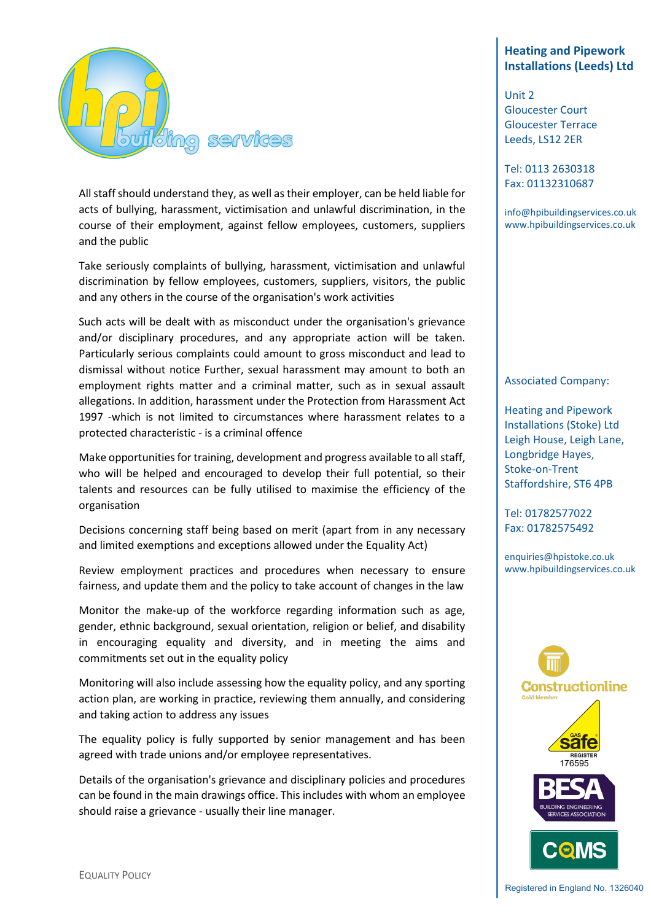All staff should understand they, as well as their employer, can be held liable for acts of bullying, harassment, victimisation and unlawful discrimination, in the course of their employment, against fellow employees, customers, suppliers and the public

Take seriously complaints of bullying, harassment, victimisation and unlawful discrimination by fellow employees, customers, suppliers, visitors, the public and any others in the course of the organisation's work activities

Such acts will be dealt with as misconduct under the organisation's grievance and/or disciplinary procedures, and any appropriate action will be taken. Particularly serious complaints could amount to gross misconduct and lead to dismissal without notice Further, sexual harassment may amount to both an employment rights matter and a criminal matter, such as in sexual assault allegations. In addition, harassment under the Protection from Harassment Act 1997 -which is not limited to circumstances where harassment relates to a protected characteristic - is a criminal offence

Make opportunities for training, development and progress available to all staff, who will be helped and encouraged to develop their full potential, so their talents and resources can be fully utilised to maximise the efficiency of the organisation

Decisions concerning staff being based on merit (apart from in any necessary and limited exemptions and exceptions allowed under the Equality Act)

Review employment practices and procedures when necessary to ensure fairness, and update them and the policy to take account of changes in the law

Monitor the make-up of the workforce regarding information such as age, gender, ethnic background, sexual orientation, religion or belief, and disability in encouraging equality and diversity, and in meeting the aims and commitments set out in the equality policy

Monitoring will also include assessing how the equality policy, and any sporting action plan, are working in practice, reviewing them annually, and considering and taking action to address any issues

The equality policy is fully supported by senior management and has been agreed with trade unions and/or employee representatives.

Details of the organisation's grievance and disciplinary policies and procedures can be found in the main drawings office. This includes with whom an employee should raise a grievance - usually their line manager.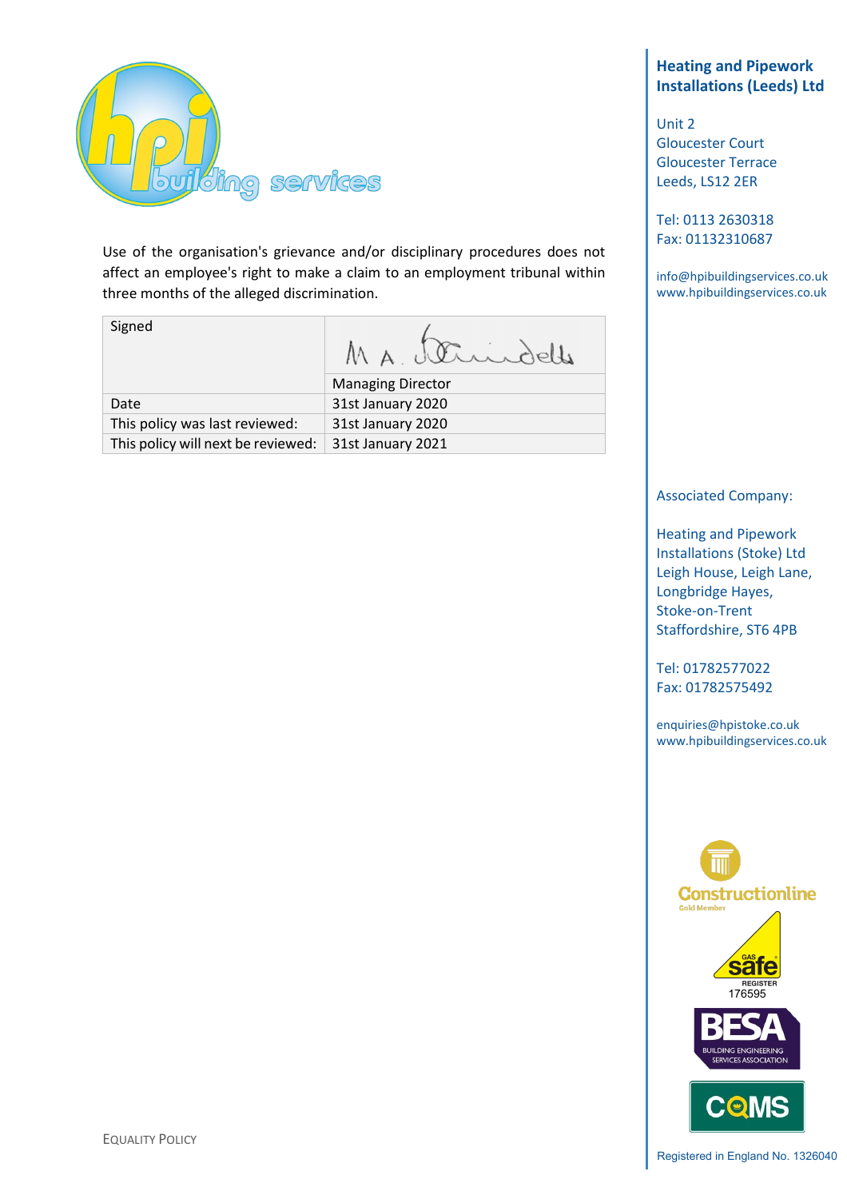Use of the organisation's grievance and/or disciplinary procedures does not affect an employee's right to make a claim to an employment tribunal within three months of the alleged discrimination.

| Signed | M A. [signature] |
|---|---|
| | Managing Director |
| Date | 31st January 2020 |
| This policy was last reviewed: | 31st January 2020 |
| This policy will next be reviewed: | 31st January 2021 |

**Heating and Pipework Installations (Leeds) Ltd**

Unit 2
Gloucester Court
Gloucester Terrace
Leeds, LS12 2ER

Tel: 0113 2630318
Fax: 01132310687

info@hpibuildingservices.co.uk
www.hpibuildingservices.co.uk

Associated Company:

Heating and Pipework Installations (Stoke) Ltd
Leigh House, Leigh Lane,
Longbridge Hayes,
Stoke-on-Trent
Staffordshire, ST6 4PB

Tel: 01782577022
Fax: 01782575492

enquiries@hpistoke.co.uk
www.hpibuildingservices.co.uk

Gas Safe Register 176595

Registered in England No. 1326040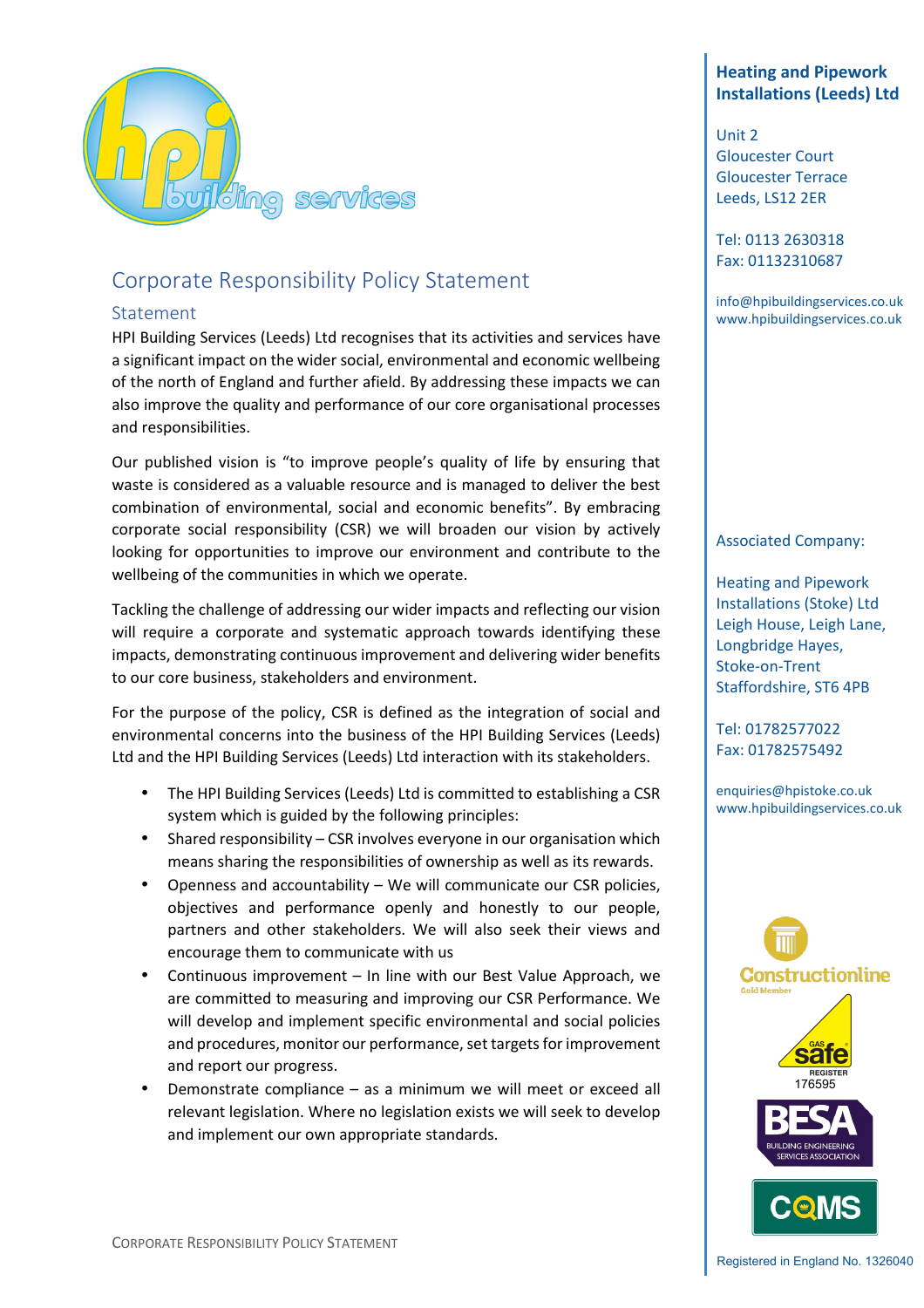# Corporate Responsibility Policy Statement

## Statement

HPI Building Services (Leeds) Ltd recognises that its activities and services have a significant impact on the wider social, environmental and economic wellbeing of the north of England and further afield. By addressing these impacts we can also improve the quality and performance of our core organisational processes and responsibilities.

Our published vision is "to improve people's quality of life by ensuring that waste is considered as a valuable resource and is managed to deliver the best combination of environmental, social and economic benefits". By embracing corporate social responsibility (CSR) we will broaden our vision by actively looking for opportunities to improve our environment and contribute to the wellbeing of the communities in which we operate.

Tackling the challenge of addressing our wider impacts and reflecting our vision will require a corporate and systematic approach towards identifying these impacts, demonstrating continuous improvement and delivering wider benefits to our core business, stakeholders and environment.

For the purpose of the policy, CSR is defined as the integration of social and environmental concerns into the business of the HPI Building Services (Leeds) Ltd and the HPI Building Services (Leeds) Ltd interaction with its stakeholders.

- The HPI Building Services (Leeds) Ltd is committed to establishing a CSR system which is guided by the following principles:
- Shared responsibility – CSR involves everyone in our organisation which means sharing the responsibilities of ownership as well as its rewards.
- Openness and accountability – We will communicate our CSR policies, objectives and performance openly and honestly to our people, partners and other stakeholders. We will also seek their views and encourage them to communicate with us
- Continuous improvement – In line with our Best Value Approach, we are committed to measuring and improving our CSR Performance. We will develop and implement specific environmental and social policies and procedures, monitor our performance, set targets for improvement and report our progress.
- Demonstrate compliance – as a minimum we will meet or exceed all relevant legislation. Where no legislation exists we will seek to develop and implement our own appropriate standards.

**Heating and Pipework Installations (Leeds) Ltd**

Unit 2
Gloucester Court
Gloucester Terrace
Leeds, LS12 2ER

Tel: 0113 2630318
Fax: 01132310687

info@hpibuildingservices.co.uk
www.hpibuildingservices.co.uk

Associated Company:

Heating and Pipework Installations (Stoke) Ltd
Leigh House, Leigh Lane,
Longbridge Hayes,
Stoke-on-Trent
Staffordshire, ST6 4PB

Tel: 01782577022
Fax: 01782575492

enquiries@hpistoke.co.uk
www.hpibuildingservices.co.uk

Gas Safe Register 176595

Registered in England No. 1326040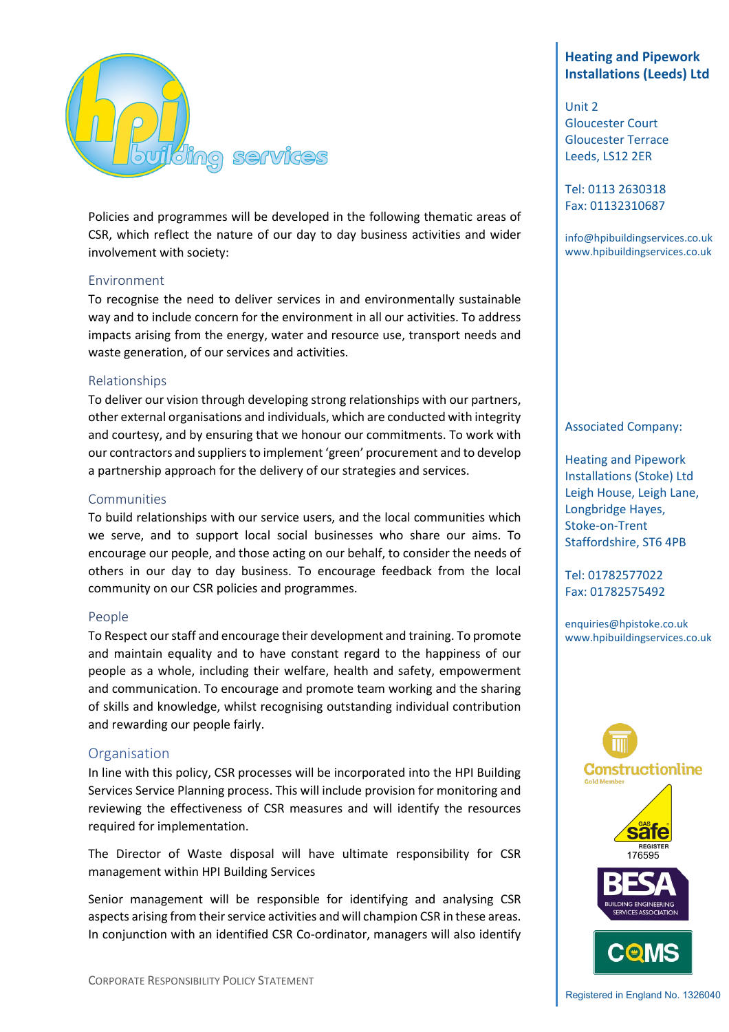Policies and programmes will be developed in the following thematic areas of CSR, which reflect the nature of our day to day business activities and wider involvement with society:

## Environment

To recognise the need to deliver services in and environmentally sustainable way and to include concern for the environment in all our activities. To address impacts arising from the energy, water and resource use, transport needs and waste generation, of our services and activities.

## Relationships

To deliver our vision through developing strong relationships with our partners, other external organisations and individuals, which are conducted with integrity and courtesy, and by ensuring that we honour our commitments. To work with our contractors and suppliers to implement 'green' procurement and to develop a partnership approach for the delivery of our strategies and services.

## Communities

To build relationships with our service users, and the local communities which we serve, and to support local social businesses who share our aims. To encourage our people, and those acting on our behalf, to consider the needs of others in our day to day business. To encourage feedback from the local community on our CSR policies and programmes.

## People

To Respect our staff and encourage their development and training. To promote and maintain equality and to have constant regard to the happiness of our people as a whole, including their welfare, health and safety, empowerment and communication. To encourage and promote team working and the sharing of skills and knowledge, whilst recognising outstanding individual contribution and rewarding our people fairly.

## Organisation

In line with this policy, CSR processes will be incorporated into the HPI Building Services Service Planning process. This will include provision for monitoring and reviewing the effectiveness of CSR measures and will identify the resources required for implementation.

The Director of Waste disposal will have ultimate responsibility for CSR management within HPI Building Services

Senior management will be responsible for identifying and analysing CSR aspects arising from their service activities and will champion CSR in these areas. In conjunction with an identified CSR Co-ordinator, managers will also identify

**Heating and Pipework Installations (Leeds) Ltd**

Unit 2
Gloucester Court
Gloucester Terrace
Leeds, LS12 2ER

Tel: 0113 2630318
Fax: 01132310687

info@hpibuildingservices.co.uk
www.hpibuildingservices.co.uk

Associated Company:

Heating and Pipework Installations (Stoke) Ltd
Leigh House, Leigh Lane,
Longbridge Hayes,
Stoke-on-Trent
Staffordshire, ST6 4PB

Tel: 01782577022
Fax: 01782575492

enquiries@hpistoke.co.uk
www.hpibuildingservices.co.uk

Registered in England No. 1326040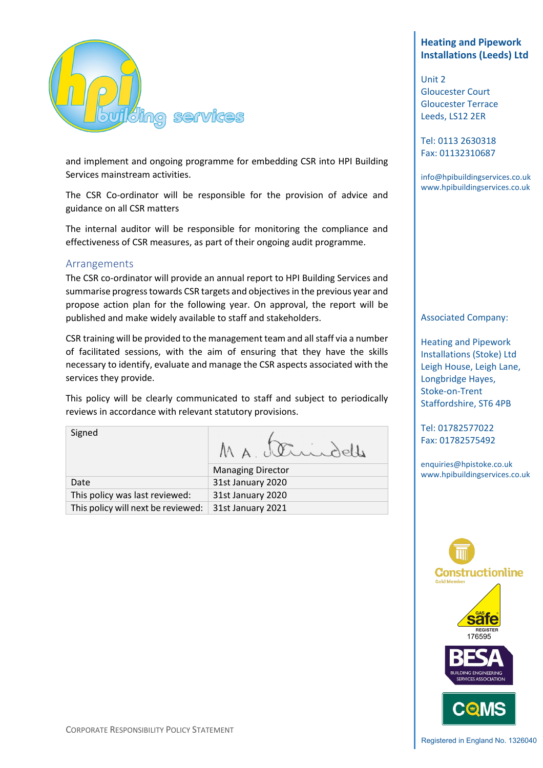and implement and ongoing programme for embedding CSR into HPI Building Services mainstream activities.

The CSR Co-ordinator will be responsible for the provision of advice and guidance on all CSR matters

The internal auditor will be responsible for monitoring the compliance and effectiveness of CSR measures, as part of their ongoing audit programme.

## Arrangements

The CSR co-ordinator will provide an annual report to HPI Building Services and summarise progress towards CSR targets and objectives in the previous year and propose action plan for the following year. On approval, the report will be published and make widely available to staff and stakeholders.

CSR training will be provided to the management team and all staff via a number of facilitated sessions, with the aim of ensuring that they have the skills necessary to identify, evaluate and manage the CSR aspects associated with the services they provide.

This policy will be clearly communicated to staff and subject to periodically reviews in accordance with relevant statutory provisions.

| Signed | M A. [signature] |
|---|---|
| | Managing Director |
| Date | 31st January 2020 |
| This policy was last reviewed: | 31st January 2020 |
| This policy will next be reviewed: | 31st January 2021 |

**Heating and Pipework Installations (Leeds) Ltd**

Unit 2
Gloucester Court
Gloucester Terrace
Leeds, LS12 2ER

Tel: 0113 2630318
Fax: 01132310687

info@hpibuildingservices.co.uk
www.hpibuildingservices.co.uk

Associated Company:

Heating and Pipework Installations (Stoke) Ltd
Leigh House, Leigh Lane,
Longbridge Hayes,
Stoke-on-Trent
Staffordshire, ST6 4PB

Tel: 01782577022
Fax: 01782575492

enquiries@hpistoke.co.uk
www.hpibuildingservices.co.uk

Registered in England No. 1326040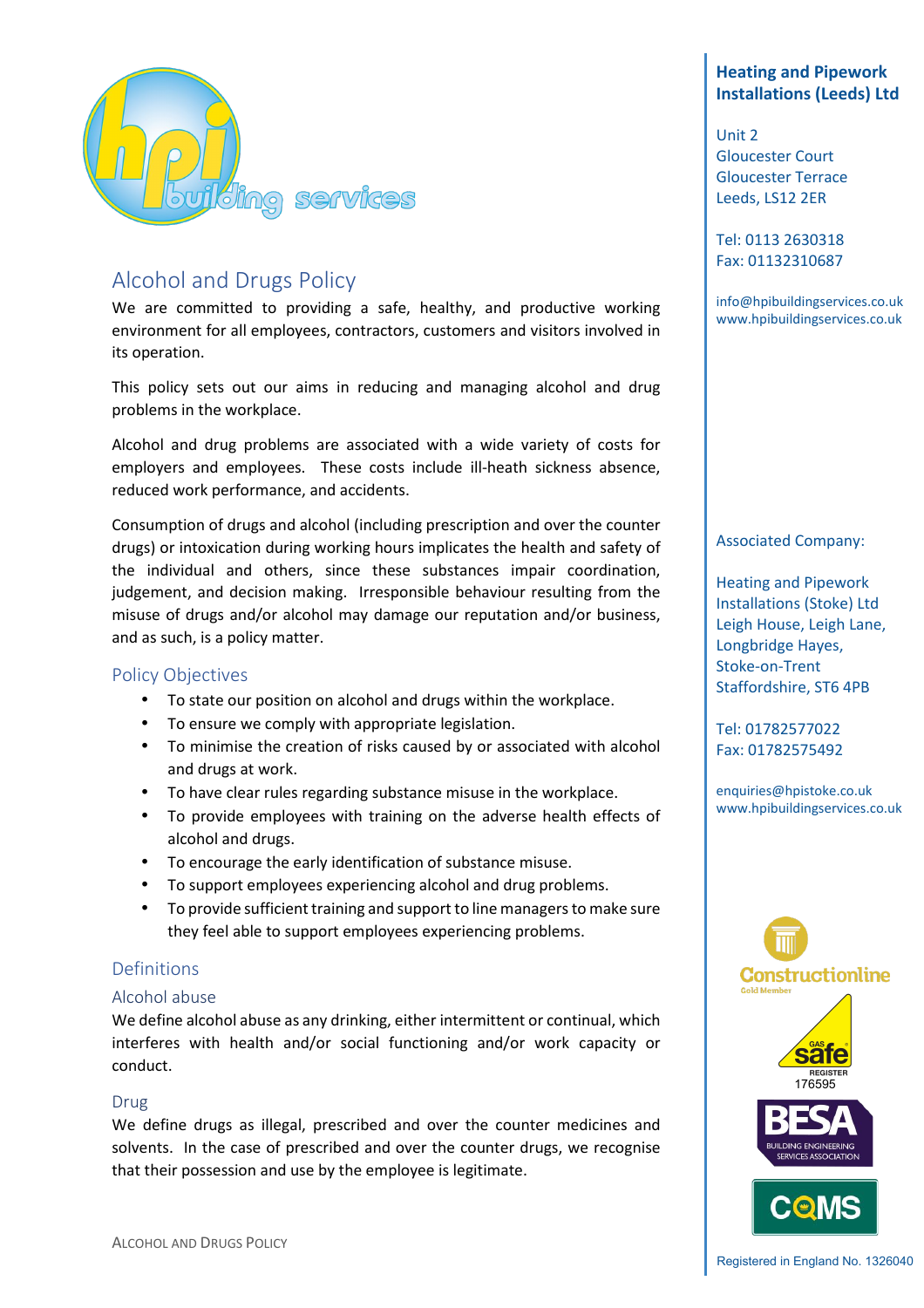# Alcohol and Drugs Policy

We are committed to providing a safe, healthy, and productive working environment for all employees, contractors, customers and visitors involved in its operation.

This policy sets out our aims in reducing and managing alcohol and drug problems in the workplace.

Alcohol and drug problems are associated with a wide variety of costs for employers and employees. These costs include ill-heath sickness absence, reduced work performance, and accidents.

Consumption of drugs and alcohol (including prescription and over the counter drugs) or intoxication during working hours implicates the health and safety of the individual and others, since these substances impair coordination, judgement, and decision making. Irresponsible behaviour resulting from the misuse of drugs and/or alcohol may damage our reputation and/or business, and as such, is a policy matter.

## Policy Objectives

- To state our position on alcohol and drugs within the workplace.
- To ensure we comply with appropriate legislation.
- To minimise the creation of risks caused by or associated with alcohol and drugs at work.
- To have clear rules regarding substance misuse in the workplace.
- To provide employees with training on the adverse health effects of alcohol and drugs.
- To encourage the early identification of substance misuse.
- To support employees experiencing alcohol and drug problems.
- To provide sufficient training and support to line managers to make sure they feel able to support employees experiencing problems.

## Definitions

### Alcohol abuse

We define alcohol abuse as any drinking, either intermittent or continual, which interferes with health and/or social functioning and/or work capacity or conduct.

### Drug

We define drugs as illegal, prescribed and over the counter medicines and solvents. In the case of prescribed and over the counter drugs, we recognise that their possession and use by the employee is legitimate.

**Heating and Pipework Installations (Leeds) Ltd**

Unit 2
Gloucester Court
Gloucester Terrace
Leeds, LS12 2ER

Tel: 0113 2630318
Fax: 01132310687

info@hpibuildingservices.co.uk
www.hpibuildingservices.co.uk

Associated Company:

Heating and Pipework Installations (Stoke) Ltd
Leigh House, Leigh Lane,
Longbridge Hayes,
Stoke-on-Trent
Staffordshire, ST6 4PB

Tel: 01782577022
Fax: 01782575492

enquiries@hpistoke.co.uk
www.hpibuildingservices.co.uk

Gas Safe Register 176595

Registered in England No. 1326040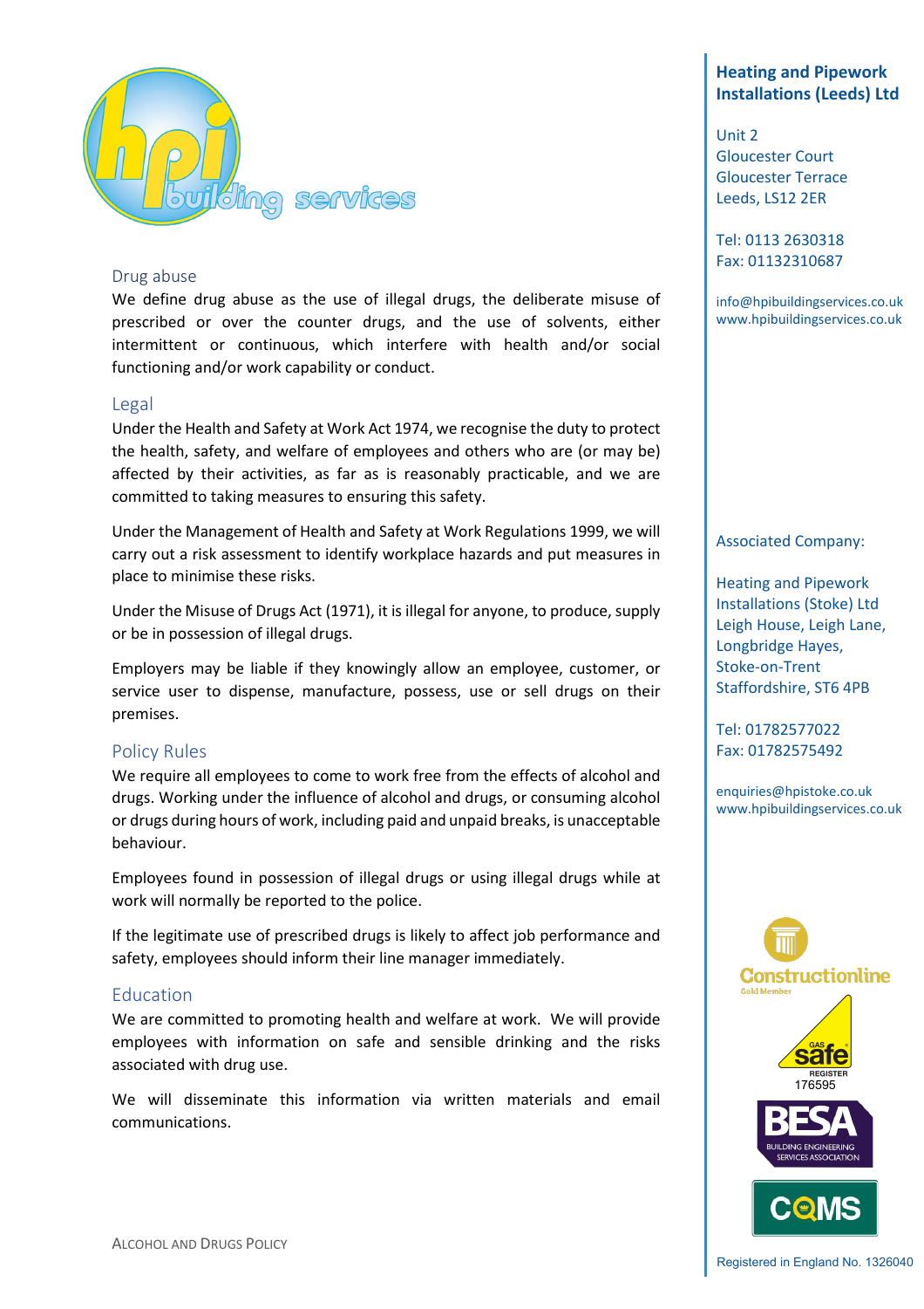## Drug abuse

We define drug abuse as the use of illegal drugs, the deliberate misuse of prescribed or over the counter drugs, and the use of solvents, either intermittent or continuous, which interfere with health and/or social functioning and/or work capability or conduct.

## Legal

Under the Health and Safety at Work Act 1974, we recognise the duty to protect the health, safety, and welfare of employees and others who are (or may be) affected by their activities, as far as is reasonably practicable, and we are committed to taking measures to ensuring this safety.

Under the Management of Health and Safety at Work Regulations 1999, we will carry out a risk assessment to identify workplace hazards and put measures in place to minimise these risks.

Under the Misuse of Drugs Act (1971), it is illegal for anyone, to produce, supply or be in possession of illegal drugs.

Employers may be liable if they knowingly allow an employee, customer, or service user to dispense, manufacture, possess, use or sell drugs on their premises.

## Policy Rules

We require all employees to come to work free from the effects of alcohol and drugs. Working under the influence of alcohol and drugs, or consuming alcohol or drugs during hours of work, including paid and unpaid breaks, is unacceptable behaviour.

Employees found in possession of illegal drugs or using illegal drugs while at work will normally be reported to the police.

If the legitimate use of prescribed drugs is likely to affect job performance and safety, employees should inform their line manager immediately.

## Education

We are committed to promoting health and welfare at work. We will provide employees with information on safe and sensible drinking and the risks associated with drug use.

We will disseminate this information via written materials and email communications.

**Heating and Pipework Installations (Leeds) Ltd**

Unit 2
Gloucester Court
Gloucester Terrace
Leeds, LS12 2ER

Tel: 0113 2630318
Fax: 01132310687

info@hpibuildingservices.co.uk
www.hpibuildingservices.co.uk

Associated Company:

Heating and Pipework Installations (Stoke) Ltd
Leigh House, Leigh Lane,
Longbridge Hayes,
Stoke-on-Trent
Staffordshire, ST6 4PB

Tel: 01782577022
Fax: 01782575492

enquiries@hpistoke.co.uk
www.hpibuildingservices.co.uk

Registered in England No. 1326040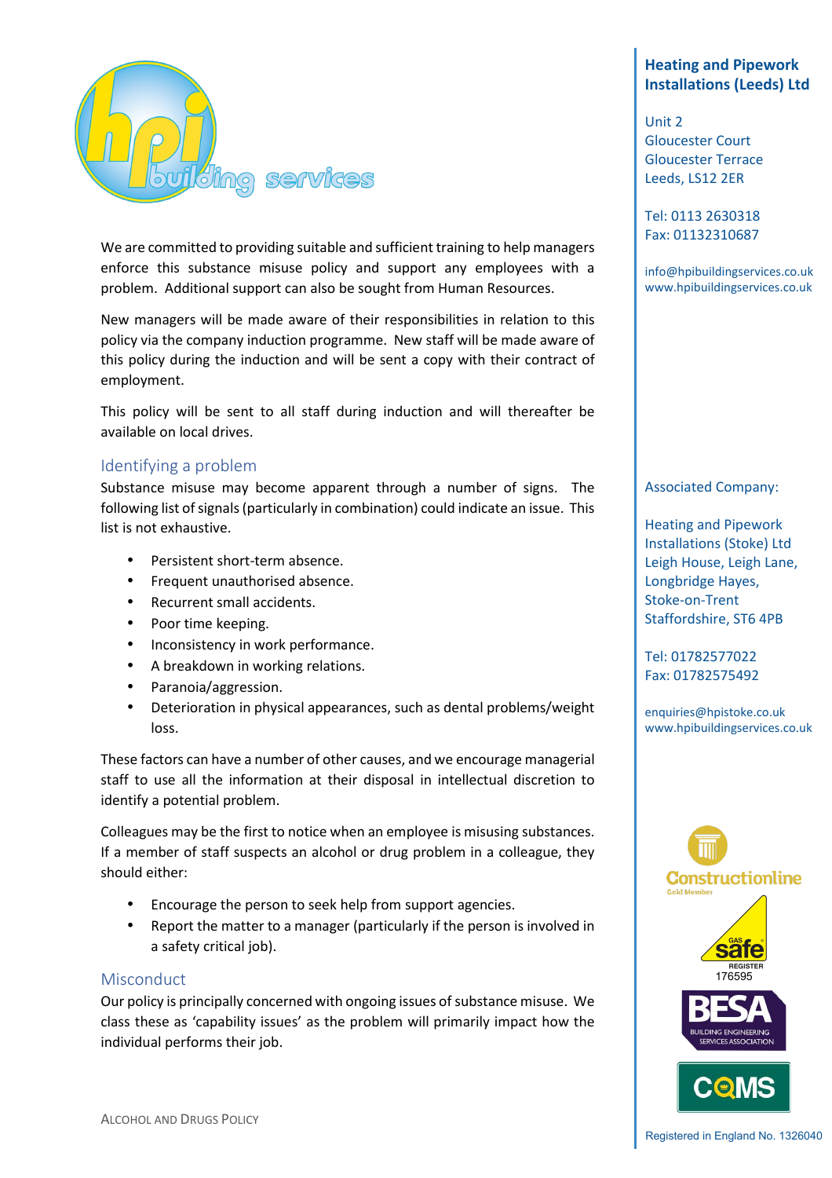We are committed to providing suitable and sufficient training to help managers enforce this substance misuse policy and support any employees with a problem. Additional support can also be sought from Human Resources.

New managers will be made aware of their responsibilities in relation to this policy via the company induction programme. New staff will be made aware of this policy during the induction and will be sent a copy with their contract of employment.

This policy will be sent to all staff during induction and will thereafter be available on local drives.

## Identifying a problem

Substance misuse may become apparent through a number of signs. The following list of signals (particularly in combination) could indicate an issue. This list is not exhaustive.

- Persistent short-term absence.
- Frequent unauthorised absence.
- Recurrent small accidents.
- Poor time keeping.
- Inconsistency in work performance.
- A breakdown in working relations.
- Paranoia/aggression.
- Deterioration in physical appearances, such as dental problems/weight loss.

These factors can have a number of other causes, and we encourage managerial staff to use all the information at their disposal in intellectual discretion to identify a potential problem.

Colleagues may be the first to notice when an employee is misusing substances. If a member of staff suspects an alcohol or drug problem in a colleague, they should either:

- Encourage the person to seek help from support agencies.
- Report the matter to a manager (particularly if the person is involved in a safety critical job).

## Misconduct

Our policy is principally concerned with ongoing issues of substance misuse. We class these as 'capability issues' as the problem will primarily impact how the individual performs their job.

**Heating and Pipework Installations (Leeds) Ltd**

Unit 2
Gloucester Court
Gloucester Terrace
Leeds, LS12 2ER

Tel: 0113 2630318
Fax: 01132310687

info@hpibuildingservices.co.uk
www.hpibuildingservices.co.uk

Associated Company:

Heating and Pipework Installations (Stoke) Ltd
Leigh House, Leigh Lane,
Longbridge Hayes,
Stoke-on-Trent
Staffordshire, ST6 4PB

Tel: 01782577022
Fax: 01782575492

enquiries@hpistoke.co.uk
www.hpibuildingservices.co.uk

Registered in England No. 1326040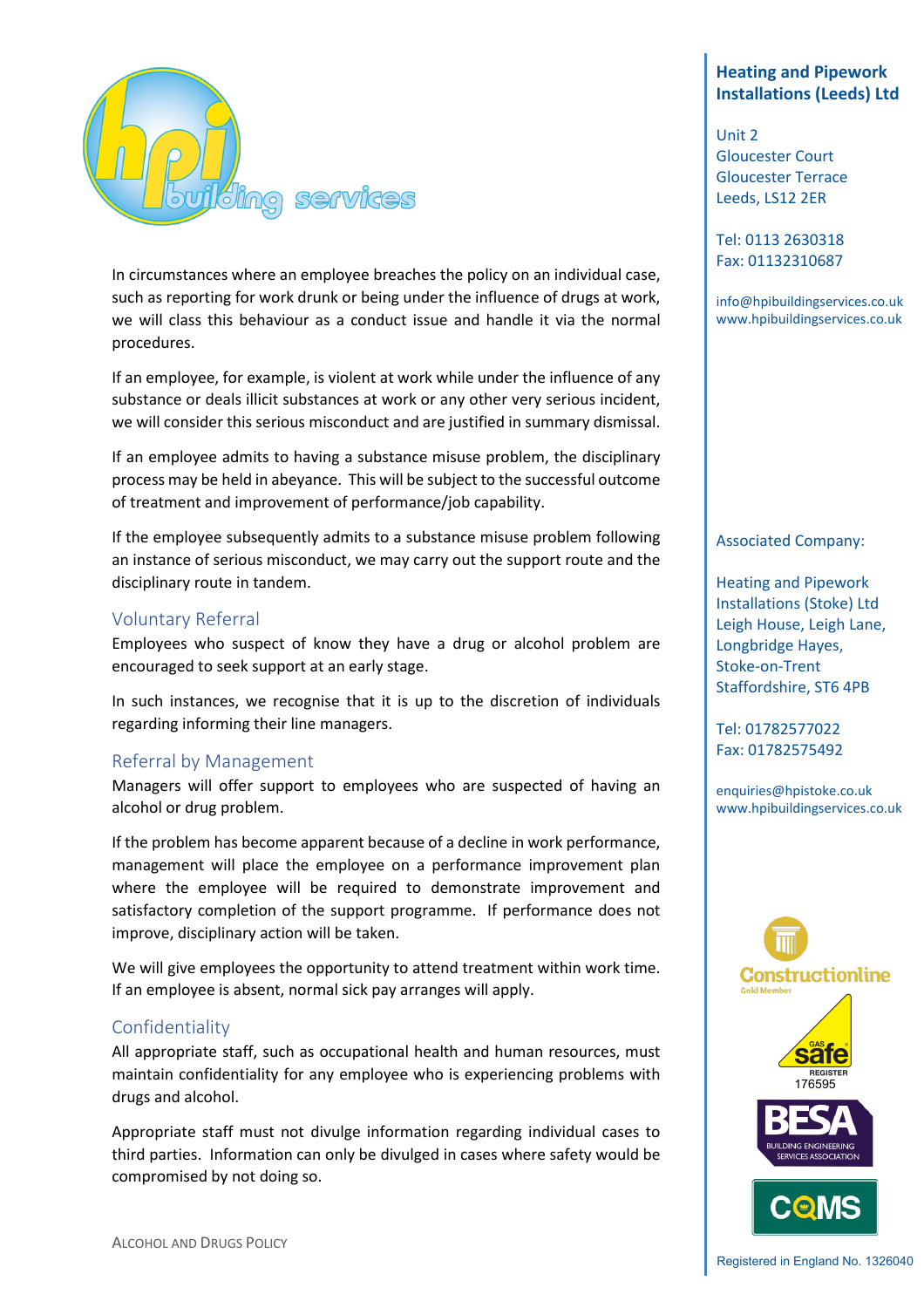In circumstances where an employee breaches the policy on an individual case, such as reporting for work drunk or being under the influence of drugs at work, we will class this behaviour as a conduct issue and handle it via the normal procedures.

If an employee, for example, is violent at work while under the influence of any substance or deals illicit substances at work or any other very serious incident, we will consider this serious misconduct and are justified in summary dismissal.

If an employee admits to having a substance misuse problem, the disciplinary process may be held in abeyance. This will be subject to the successful outcome of treatment and improvement of performance/job capability.

If the employee subsequently admits to a substance misuse problem following an instance of serious misconduct, we may carry out the support route and the disciplinary route in tandem.

## Voluntary Referral

Employees who suspect of know they have a drug or alcohol problem are encouraged to seek support at an early stage.

In such instances, we recognise that it is up to the discretion of individuals regarding informing their line managers.

## Referral by Management

Managers will offer support to employees who are suspected of having an alcohol or drug problem.

If the problem has become apparent because of a decline in work performance, management will place the employee on a performance improvement plan where the employee will be required to demonstrate improvement and satisfactory completion of the support programme. If performance does not improve, disciplinary action will be taken.

We will give employees the opportunity to attend treatment within work time. If an employee is absent, normal sick pay arranges will apply.

## Confidentiality

All appropriate staff, such as occupational health and human resources, must maintain confidentiality for any employee who is experiencing problems with drugs and alcohol.

Appropriate staff must not divulge information regarding individual cases to third parties. Information can only be divulged in cases where safety would be compromised by not doing so.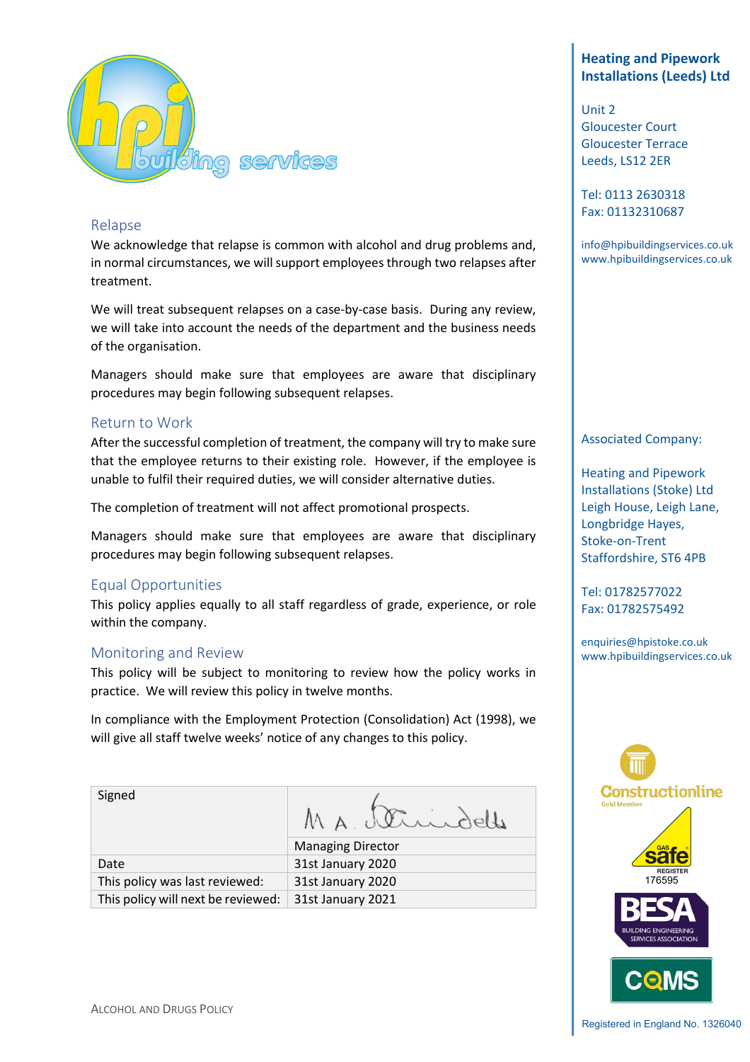## Relapse

We acknowledge that relapse is common with alcohol and drug problems and, in normal circumstances, we will support employees through two relapses after treatment.

We will treat subsequent relapses on a case-by-case basis. During any review, we will take into account the needs of the department and the business needs of the organisation.

Managers should make sure that employees are aware that disciplinary procedures may begin following subsequent relapses.

## Return to Work

After the successful completion of treatment, the company will try to make sure that the employee returns to their existing role. However, if the employee is unable to fulfil their required duties, we will consider alternative duties.

The completion of treatment will not affect promotional prospects.

Managers should make sure that employees are aware that disciplinary procedures may begin following subsequent relapses.

## Equal Opportunities

This policy applies equally to all staff regardless of grade, experience, or role within the company.

## Monitoring and Review

This policy will be subject to monitoring to review how the policy works in practice. We will review this policy in twelve months.

In compliance with the Employment Protection (Consolidation) Act (1998), we will give all staff twelve weeks' notice of any changes to this policy.

| Signed | M A Swindells |
|---|---|
| | Managing Director |
| Date | 31st January 2020 |
| This policy was last reviewed: | 31st January 2020 |
| This policy will next be reviewed: | 31st January 2021 |

**Heating and Pipework Installations (Leeds) Ltd**

Unit 2
Gloucester Court
Gloucester Terrace
Leeds, LS12 2ER

Tel: 0113 2630318
Fax: 01132310687

info@hpibuildingservices.co.uk
www.hpibuildingservices.co.uk

Associated Company:

Heating and Pipework Installations (Stoke) Ltd
Leigh House, Leigh Lane,
Longbridge Hayes,
Stoke-on-Trent
Staffordshire, ST6 4PB

Tel: 01782577022
Fax: 01782575492

enquiries@hpistoke.co.uk
www.hpibuildingservices.co.uk

Registered in England No. 1326040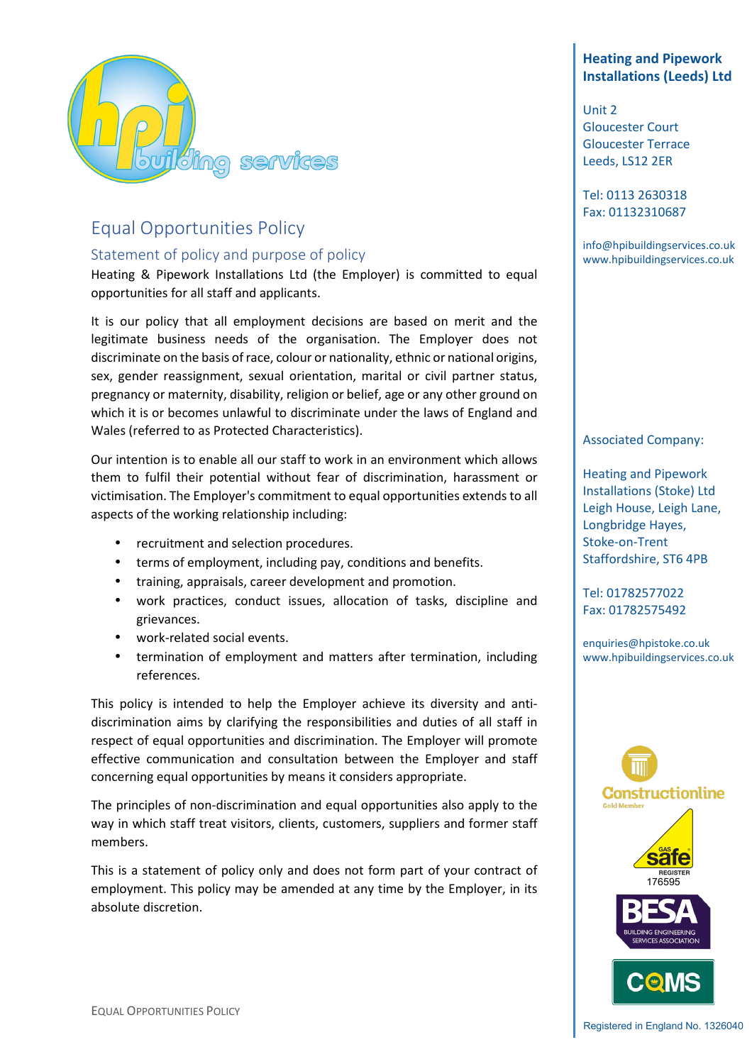# Equal Opportunities Policy

## Statement of policy and purpose of policy

Heating & Pipework Installations Ltd (the Employer) is committed to equal opportunities for all staff and applicants.

It is our policy that all employment decisions are based on merit and the legitimate business needs of the organisation. The Employer does not discriminate on the basis of race, colour or nationality, ethnic or national origins, sex, gender reassignment, sexual orientation, marital or civil partner status, pregnancy or maternity, disability, religion or belief, age or any other ground on which it is or becomes unlawful to discriminate under the laws of England and Wales (referred to as Protected Characteristics).

Our intention is to enable all our staff to work in an environment which allows them to fulfil their potential without fear of discrimination, harassment or victimisation. The Employer's commitment to equal opportunities extends to all aspects of the working relationship including:

- recruitment and selection procedures.
- terms of employment, including pay, conditions and benefits.
- training, appraisals, career development and promotion.
- work practices, conduct issues, allocation of tasks, discipline and grievances.
- work-related social events.
- termination of employment and matters after termination, including references.

This policy is intended to help the Employer achieve its diversity and anti-discrimination aims by clarifying the responsibilities and duties of all staff in respect of equal opportunities and discrimination. The Employer will promote effective communication and consultation between the Employer and staff concerning equal opportunities by means it considers appropriate.

The principles of non-discrimination and equal opportunities also apply to the way in which staff treat visitors, clients, customers, suppliers and former staff members.

This is a statement of policy only and does not form part of your contract of employment. This policy may be amended at any time by the Employer, in its absolute discretion.

**Heating and Pipework Installations (Leeds) Ltd**

Unit 2
Gloucester Court
Gloucester Terrace
Leeds, LS12 2ER

Tel: 0113 2630318
Fax: 01132310687

info@hpibuildingservices.co.uk
www.hpibuildingservices.co.uk

Associated Company:

Heating and Pipework Installations (Stoke) Ltd
Leigh House, Leigh Lane,
Longbridge Hayes,
Stoke-on-Trent
Staffordshire, ST6 4PB

Tel: 01782577022
Fax: 01782575492

enquiries@hpistoke.co.uk
www.hpibuildingservices.co.uk

Constructionline Gold Member

Gas Safe Register 176595

BESA Building Engineering Services Association

CQMS

Registered in England No. 1326040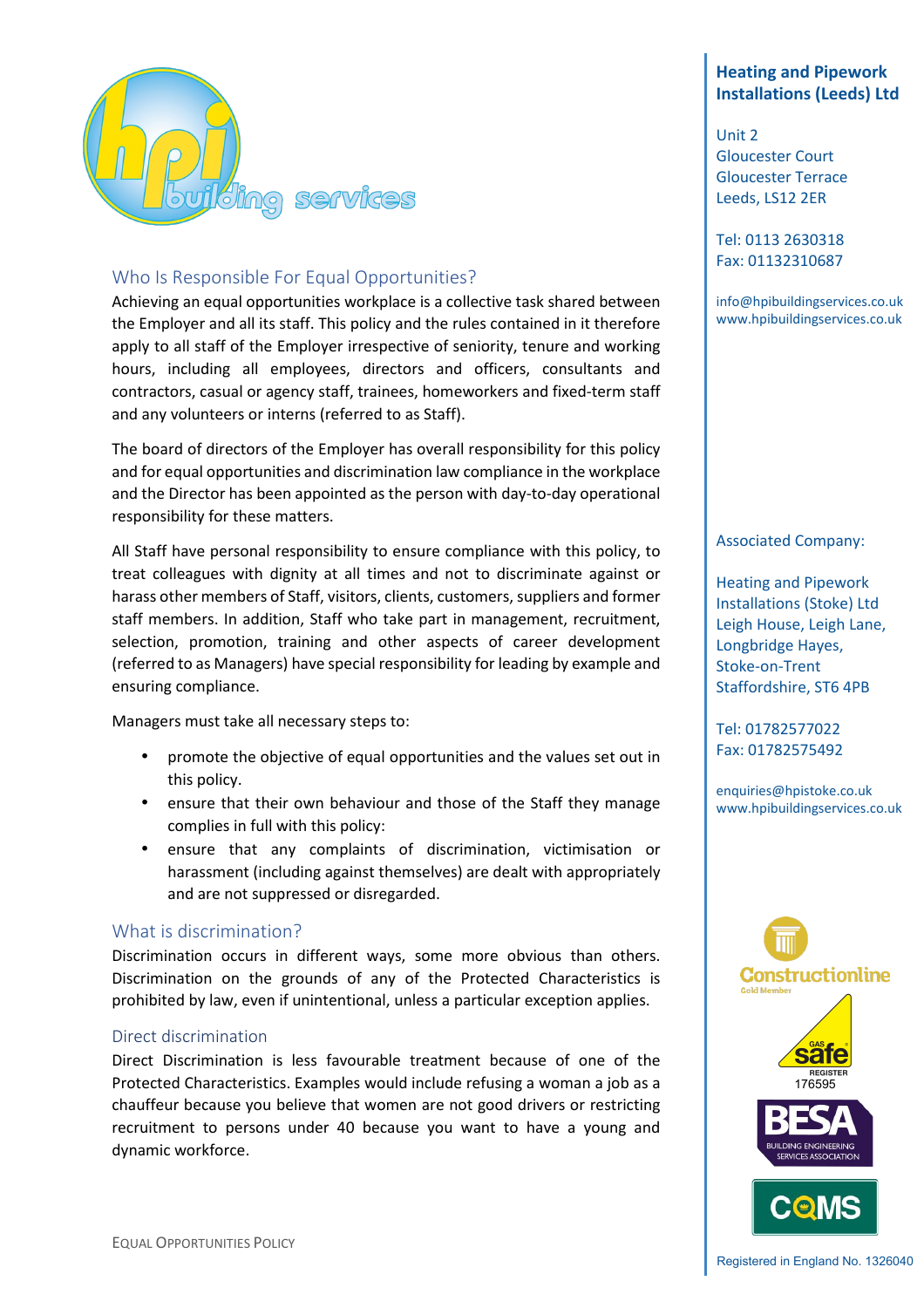## Who Is Responsible For Equal Opportunities?

Achieving an equal opportunities workplace is a collective task shared between the Employer and all its staff. This policy and the rules contained in it therefore apply to all staff of the Employer irrespective of seniority, tenure and working hours, including all employees, directors and officers, consultants and contractors, casual or agency staff, trainees, homeworkers and fixed-term staff and any volunteers or interns (referred to as Staff).

The board of directors of the Employer has overall responsibility for this policy and for equal opportunities and discrimination law compliance in the workplace and the Director has been appointed as the person with day-to-day operational responsibility for these matters.

All Staff have personal responsibility to ensure compliance with this policy, to treat colleagues with dignity at all times and not to discriminate against or harass other members of Staff, visitors, clients, customers, suppliers and former staff members. In addition, Staff who take part in management, recruitment, selection, promotion, training and other aspects of career development (referred to as Managers) have special responsibility for leading by example and ensuring compliance.

Managers must take all necessary steps to:

- promote the objective of equal opportunities and the values set out in this policy.
- ensure that their own behaviour and those of the Staff they manage complies in full with this policy:
- ensure that any complaints of discrimination, victimisation or harassment (including against themselves) are dealt with appropriately and are not suppressed or disregarded.

## What is discrimination?

Discrimination occurs in different ways, some more obvious than others. Discrimination on the grounds of any of the Protected Characteristics is prohibited by law, even if unintentional, unless a particular exception applies.

### Direct discrimination

Direct Discrimination is less favourable treatment because of one of the Protected Characteristics. Examples would include refusing a woman a job as a chauffeur because you believe that women are not good drivers or restricting recruitment to persons under 40 because you want to have a young and dynamic workforce.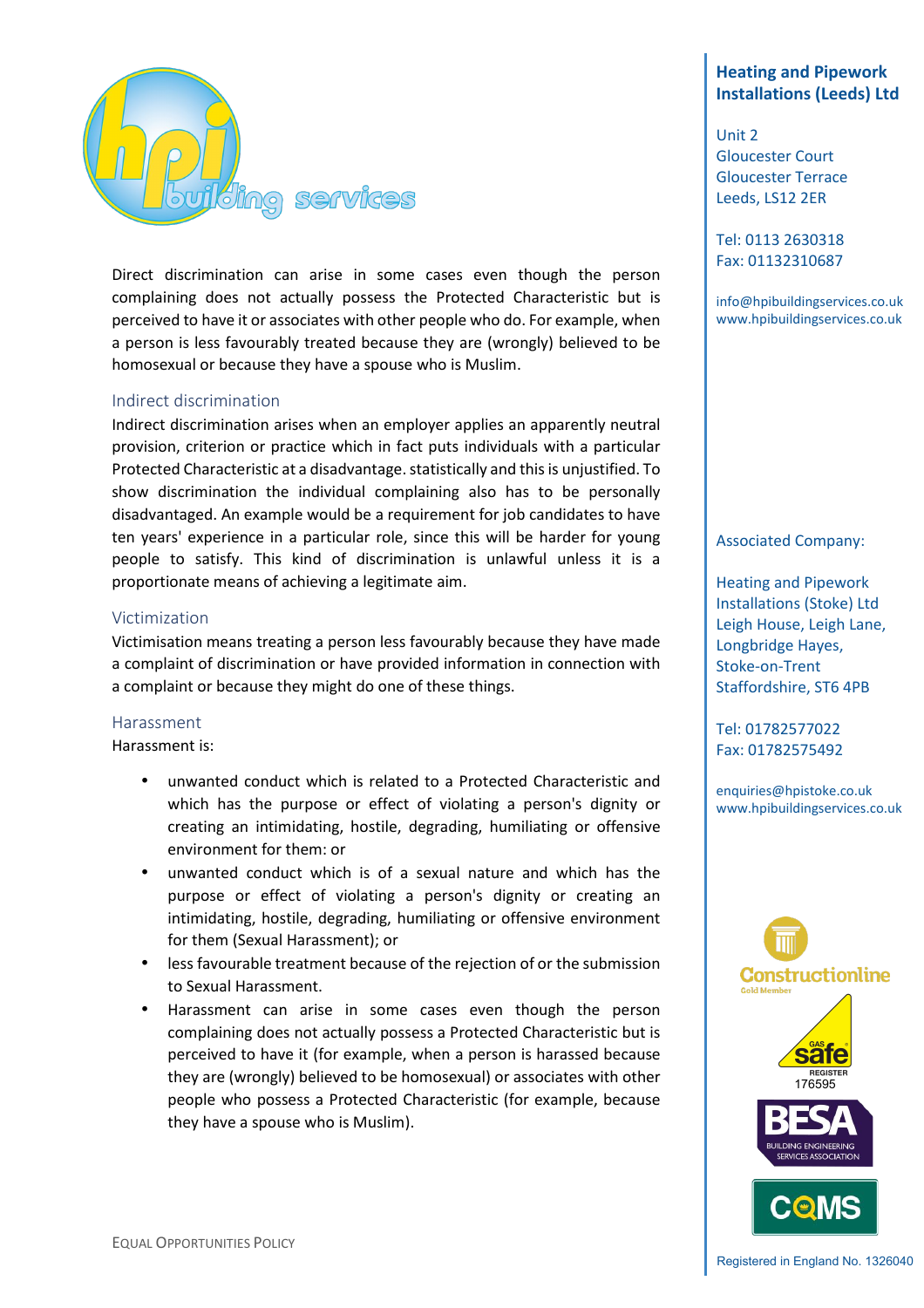Direct discrimination can arise in some cases even though the person complaining does not actually possess the Protected Characteristic but is perceived to have it or associates with other people who do. For example, when a person is less favourably treated because they are (wrongly) believed to be homosexual or because they have a spouse who is Muslim.

### Indirect discrimination

Indirect discrimination arises when an employer applies an apparently neutral provision, criterion or practice which in fact puts individuals with a particular Protected Characteristic at a disadvantage. statistically and this is unjustified. To show discrimination the individual complaining also has to be personally disadvantaged. An example would be a requirement for job candidates to have ten years' experience in a particular role, since this will be harder for young people to satisfy. This kind of discrimination is unlawful unless it is a proportionate means of achieving a legitimate aim.

### Victimization

Victimisation means treating a person less favourably because they have made a complaint of discrimination or have provided information in connection with a complaint or because they might do one of these things.

### Harassment

Harassment is:

- unwanted conduct which is related to a Protected Characteristic and which has the purpose or effect of violating a person's dignity or creating an intimidating, hostile, degrading, humiliating or offensive environment for them: or
- unwanted conduct which is of a sexual nature and which has the purpose or effect of violating a person's dignity or creating an intimidating, hostile, degrading, humiliating or offensive environment for them (Sexual Harassment); or
- less favourable treatment because of the rejection of or the submission to Sexual Harassment.
- Harassment can arise in some cases even though the person complaining does not actually possess a Protected Characteristic but is perceived to have it (for example, when a person is harassed because they are (wrongly) believed to be homosexual) or associates with other people who possess a Protected Characteristic (for example, because they have a spouse who is Muslim).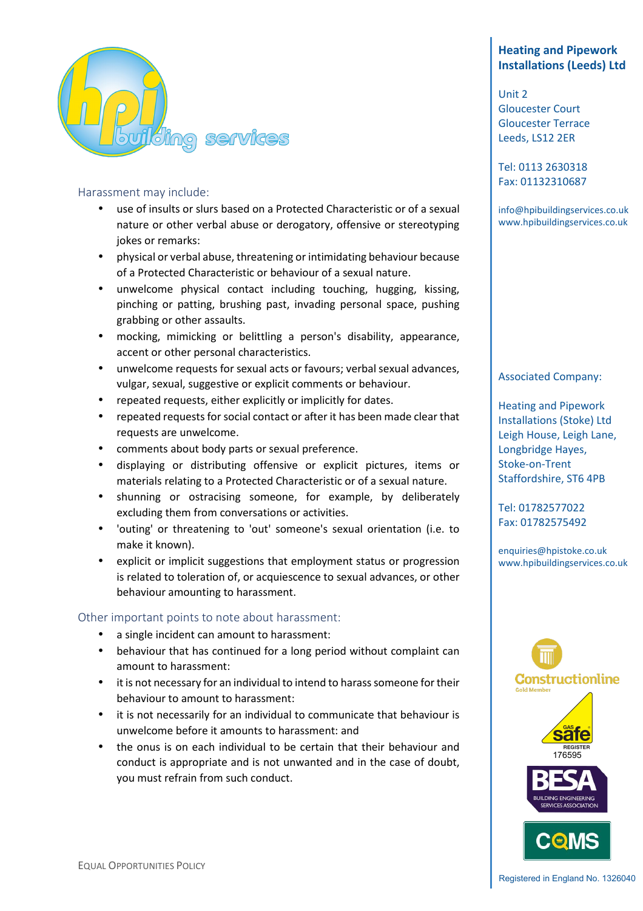### Harassment may include:

- use of insults or slurs based on a Protected Characteristic or of a sexual nature or other verbal abuse or derogatory, offensive or stereotyping jokes or remarks:
- physical or verbal abuse, threatening or intimidating behaviour because of a Protected Characteristic or behaviour of a sexual nature.
- unwelcome physical contact including touching, hugging, kissing, pinching or patting, brushing past, invading personal space, pushing grabbing or other assaults.
- mocking, mimicking or belittling a person's disability, appearance, accent or other personal characteristics.
- unwelcome requests for sexual acts or favours; verbal sexual advances, vulgar, sexual, suggestive or explicit comments or behaviour.
- repeated requests, either explicitly or implicitly for dates.
- repeated requests for social contact or after it has been made clear that requests are unwelcome.
- comments about body parts or sexual preference.
- displaying or distributing offensive or explicit pictures, items or materials relating to a Protected Characteristic or of a sexual nature.
- shunning or ostracising someone, for example, by deliberately excluding them from conversations or activities.
- 'outing' or threatening to 'out' someone's sexual orientation (i.e. to make it known).
- explicit or implicit suggestions that employment status or progression is related to toleration of, or acquiescence to sexual advances, or other behaviour amounting to harassment.

### Other important points to note about harassment:

- a single incident can amount to harassment:
- behaviour that has continued for a long period without complaint can amount to harassment:
- it is not necessary for an individual to intend to harass someone for their behaviour to amount to harassment:
- it is not necessarily for an individual to communicate that behaviour is unwelcome before it amounts to harassment: and
- the onus is on each individual to be certain that their behaviour and conduct is appropriate and is not unwanted and in the case of doubt, you must refrain from such conduct.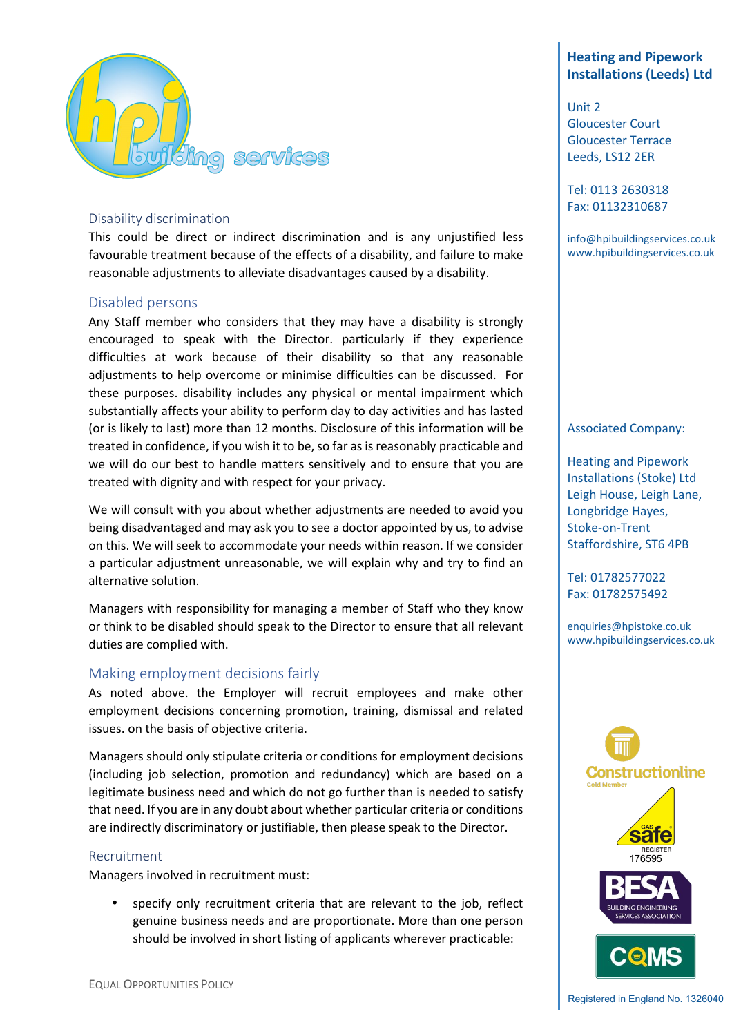## Disability discrimination

This could be direct or indirect discrimination and is any unjustified less favourable treatment because of the effects of a disability, and failure to make reasonable adjustments to alleviate disadvantages caused by a disability.

## Disabled persons

Any Staff member who considers that they may have a disability is strongly encouraged to speak with the Director. particularly if they experience difficulties at work because of their disability so that any reasonable adjustments to help overcome or minimise difficulties can be discussed. For these purposes. disability includes any physical or mental impairment which substantially affects your ability to perform day to day activities and has lasted (or is likely to last) more than 12 months. Disclosure of this information will be treated in confidence, if you wish it to be, so far as is reasonably practicable and we will do our best to handle matters sensitively and to ensure that you are treated with dignity and with respect for your privacy.

We will consult with you about whether adjustments are needed to avoid you being disadvantaged and may ask you to see a doctor appointed by us, to advise on this. We will seek to accommodate your needs within reason. If we consider a particular adjustment unreasonable, we will explain why and try to find an alternative solution.

Managers with responsibility for managing a member of Staff who they know or think to be disabled should speak to the Director to ensure that all relevant duties are complied with.

## Making employment decisions fairly

As noted above. the Employer will recruit employees and make other employment decisions concerning promotion, training, dismissal and related issues. on the basis of objective criteria.

Managers should only stipulate criteria or conditions for employment decisions (including job selection, promotion and redundancy) which are based on a legitimate business need and which do not go further than is needed to satisfy that need. If you are in any doubt about whether particular criteria or conditions are indirectly discriminatory or justifiable, then please speak to the Director.

## Recruitment

Managers involved in recruitment must:

- specify only recruitment criteria that are relevant to the job, reflect genuine business needs and are proportionate. More than one person should be involved in short listing of applicants wherever practicable: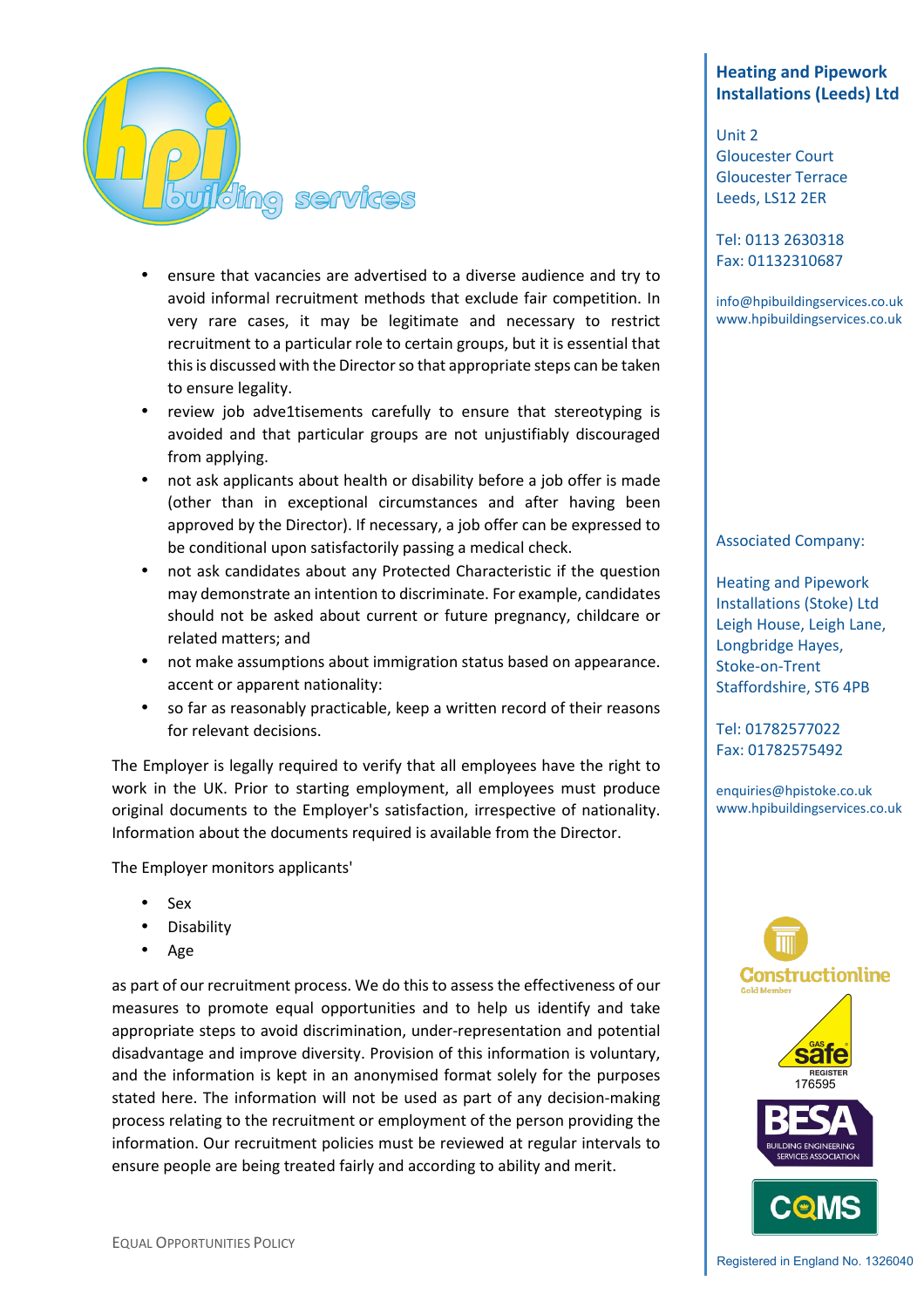- ensure that vacancies are advertised to a diverse audience and try to avoid informal recruitment methods that exclude fair competition. In very rare cases, it may be legitimate and necessary to restrict recruitment to a particular role to certain groups, but it is essential that this is discussed with the Director so that appropriate steps can be taken to ensure legality.
- review job adve1tisements carefully to ensure that stereotyping is avoided and that particular groups are not unjustifiably discouraged from applying.
- not ask applicants about health or disability before a job offer is made (other than in exceptional circumstances and after having been approved by the Director). If necessary, a job offer can be expressed to be conditional upon satisfactorily passing a medical check.
- not ask candidates about any Protected Characteristic if the question may demonstrate an intention to discriminate. For example, candidates should not be asked about current or future pregnancy, childcare or related matters; and
- not make assumptions about immigration status based on appearance. accent or apparent nationality:
- so far as reasonably practicable, keep a written record of their reasons for relevant decisions.

The Employer is legally required to verify that all employees have the right to work in the UK. Prior to starting employment, all employees must produce original documents to the Employer's satisfaction, irrespective of nationality. Information about the documents required is available from the Director.

The Employer monitors applicants'

- Sex
- Disability
- Age

as part of our recruitment process. We do this to assess the effectiveness of our measures to promote equal opportunities and to help us identify and take appropriate steps to avoid discrimination, under-representation and potential disadvantage and improve diversity. Provision of this information is voluntary, and the information is kept in an anonymised format solely for the purposes stated here. The information will not be used as part of any decision-making process relating to the recruitment or employment of the person providing the information. Our recruitment policies must be reviewed at regular intervals to ensure people are being treated fairly and according to ability and merit.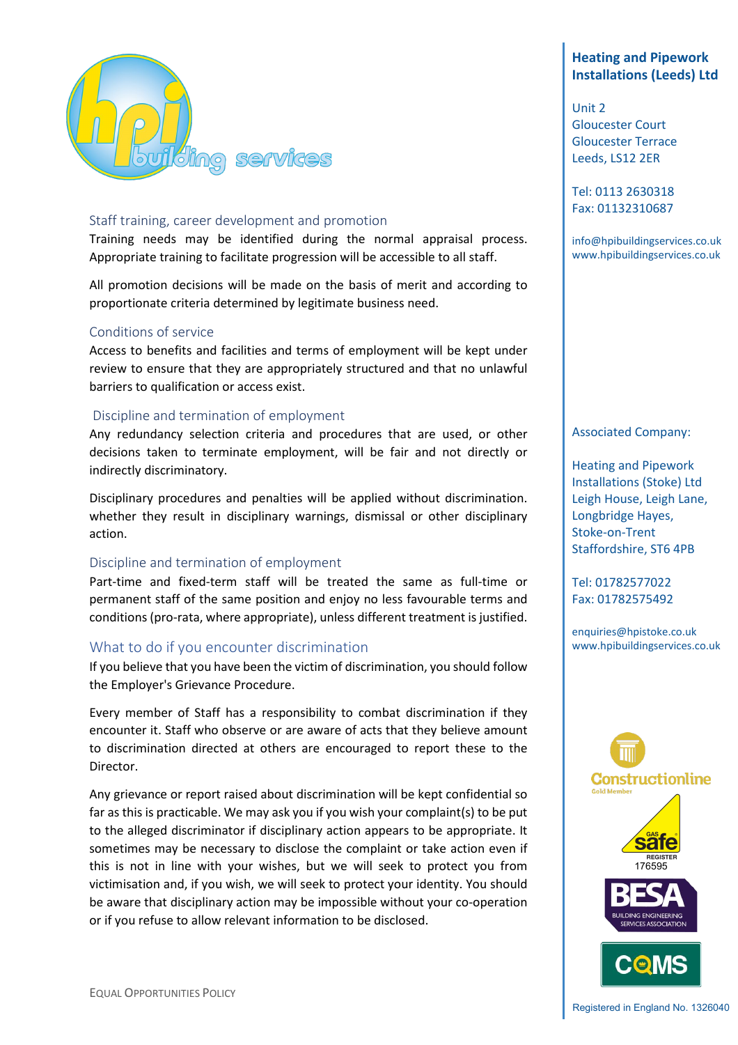### Staff training, career development and promotion

Training needs may be identified during the normal appraisal process. Appropriate training to facilitate progression will be accessible to all staff.

All promotion decisions will be made on the basis of merit and according to proportionate criteria determined by legitimate business need.

### Conditions of service

Access to benefits and facilities and terms of employment will be kept under review to ensure that they are appropriately structured and that no unlawful barriers to qualification or access exist.

### Discipline and termination of employment

Any redundancy selection criteria and procedures that are used, or other decisions taken to terminate employment, will be fair and not directly or indirectly discriminatory.

Disciplinary procedures and penalties will be applied without discrimination. whether they result in disciplinary warnings, dismissal or other disciplinary action.

### Discipline and termination of employment

Part-time and fixed-term staff will be treated the same as full-time or permanent staff of the same position and enjoy no less favourable terms and conditions (pro-rata, where appropriate), unless different treatment is justified.

### What to do if you encounter discrimination

If you believe that you have been the victim of discrimination, you should follow the Employer's Grievance Procedure.

Every member of Staff has a responsibility to combat discrimination if they encounter it. Staff who observe or are aware of acts that they believe amount to discrimination directed at others are encouraged to report these to the Director.

Any grievance or report raised about discrimination will be kept confidential so far as this is practicable. We may ask you if you wish your complaint(s) to be put to the alleged discriminator if disciplinary action appears to be appropriate. It sometimes may be necessary to disclose the complaint or take action even if this is not in line with your wishes, but we will seek to protect you from victimisation and, if you wish, we will seek to protect your identity. You should be aware that disciplinary action may be impossible without your co-operation or if you refuse to allow relevant information to be disclosed.

**Heating and Pipework Installations (Leeds) Ltd**

Unit 2
Gloucester Court
Gloucester Terrace
Leeds, LS12 2ER

Tel: 0113 2630318
Fax: 01132310687

info@hpibuildingservices.co.uk
www.hpibuildingservices.co.uk

Associated Company:

Heating and Pipework Installations (Stoke) Ltd
Leigh House, Leigh Lane,
Longbridge Hayes,
Stoke-on-Trent
Staffordshire, ST6 4PB

Tel: 01782577022
Fax: 01782575492

enquiries@hpistoke.co.uk
www.hpibuildingservices.co.uk

Registered in England No. 1326040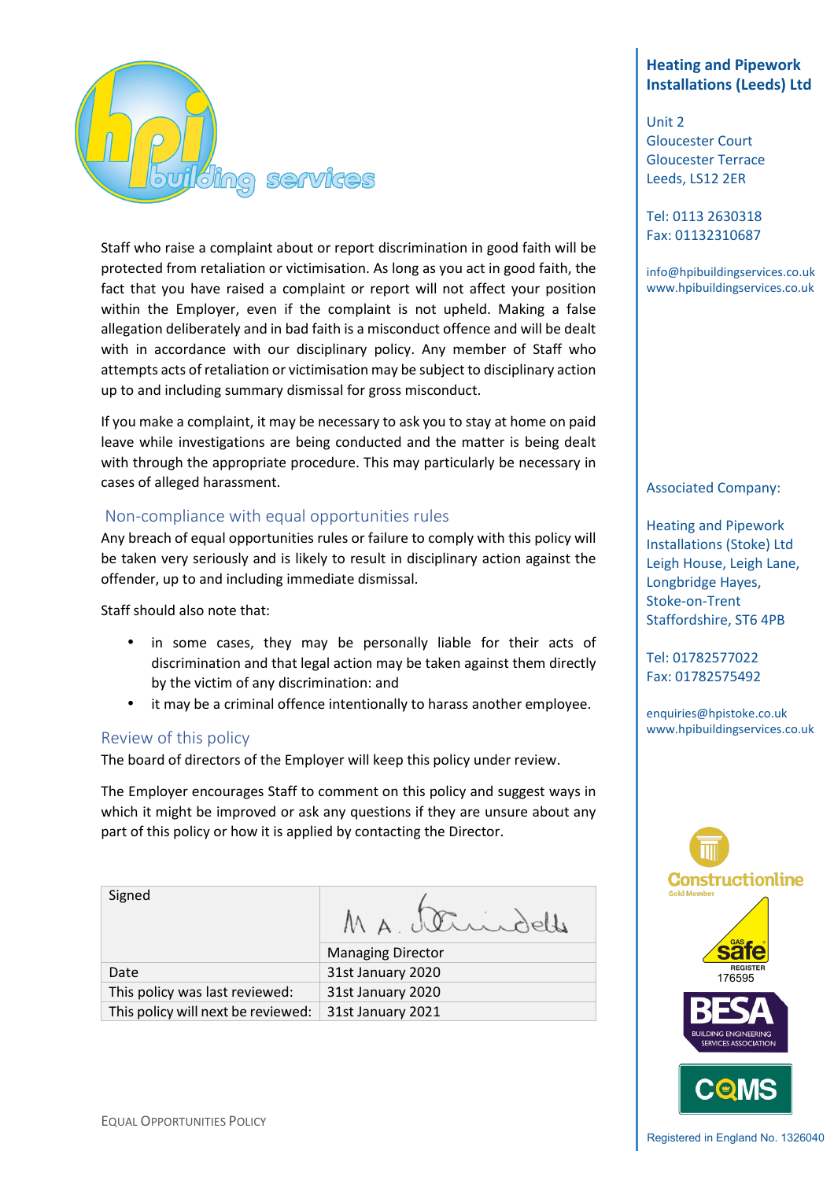Staff who raise a complaint about or report discrimination in good faith will be protected from retaliation or victimisation. As long as you act in good faith, the fact that you have raised a complaint or report will not affect your position within the Employer, even if the complaint is not upheld. Making a false allegation deliberately and in bad faith is a misconduct offence and will be dealt with in accordance with our disciplinary policy. Any member of Staff who attempts acts of retaliation or victimisation may be subject to disciplinary action up to and including summary dismissal for gross misconduct.

If you make a complaint, it may be necessary to ask you to stay at home on paid leave while investigations are being conducted and the matter is being dealt with through the appropriate procedure. This may particularly be necessary in cases of alleged harassment.

## Non-compliance with equal opportunities rules

Any breach of equal opportunities rules or failure to comply with this policy will be taken very seriously and is likely to result in disciplinary action against the offender, up to and including immediate dismissal.

Staff should also note that:

- in some cases, they may be personally liable for their acts of discrimination and that legal action may be taken against them directly by the victim of any discrimination: and
- it may be a criminal offence intentionally to harass another employee.

## Review of this policy

The board of directors of the Employer will keep this policy under review.

The Employer encourages Staff to comment on this policy and suggest ways in which it might be improved or ask any questions if they are unsure about any part of this policy or how it is applied by contacting the Director.

| Signed | M A. [signature] |
|---|---|
| | Managing Director |
| Date | 31st January 2020 |
| This policy was last reviewed: | 31st January 2020 |
| This policy will next be reviewed: | 31st January 2021 |

**Heating and Pipework Installations (Leeds) Ltd**

Unit 2
Gloucester Court
Gloucester Terrace
Leeds, LS12 2ER

Tel: 0113 2630318
Fax: 01132310687

info@hpibuildingservices.co.uk
www.hpibuildingservices.co.uk

Associated Company:

Heating and Pipework Installations (Stoke) Ltd
Leigh House, Leigh Lane,
Longbridge Hayes,
Stoke-on-Trent
Staffordshire, ST6 4PB

Tel: 01782577022
Fax: 01782575492

enquiries@hpistoke.co.uk
www.hpibuildingservices.co.uk

Registered in England No. 1326040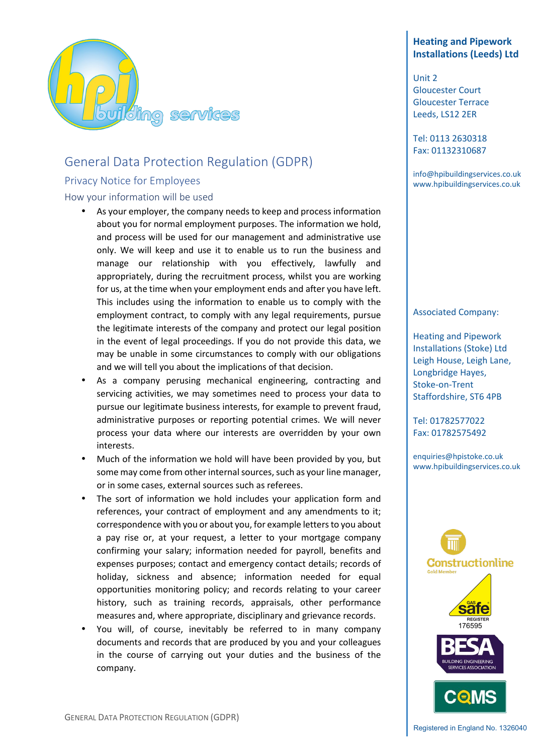## General Data Protection Regulation (GDPR)

### Privacy Notice for Employees

#### How your information will be used

- As your employer, the company needs to keep and process information about you for normal employment purposes. The information we hold, and process will be used for our management and administrative use only. We will keep and use it to enable us to run the business and manage our relationship with you effectively, lawfully and appropriately, during the recruitment process, whilst you are working for us, at the time when your employment ends and after you have left. This includes using the information to enable us to comply with the employment contract, to comply with any legal requirements, pursue the legitimate interests of the company and protect our legal position in the event of legal proceedings. If you do not provide this data, we may be unable in some circumstances to comply with our obligations and we will tell you about the implications of that decision.
- As a company perusing mechanical engineering, contracting and servicing activities, we may sometimes need to process your data to pursue our legitimate business interests, for example to prevent fraud, administrative purposes or reporting potential crimes. We will never process your data where our interests are overridden by your own interests.
- Much of the information we hold will have been provided by you, but some may come from other internal sources, such as your line manager, or in some cases, external sources such as referees.
- The sort of information we hold includes your application form and references, your contract of employment and any amendments to it; correspondence with you or about you, for example letters to you about a pay rise or, at your request, a letter to your mortgage company confirming your salary; information needed for payroll, benefits and expenses purposes; contact and emergency contact details; records of holiday, sickness and absence; information needed for equal opportunities monitoring policy; and records relating to your career history, such as training records, appraisals, other performance measures and, where appropriate, disciplinary and grievance records.
- You will, of course, inevitably be referred to in many company documents and records that are produced by you and your colleagues in the course of carrying out your duties and the business of the company.

**Heating and Pipework Installations (Leeds) Ltd**

Unit 2
Gloucester Court
Gloucester Terrace
Leeds, LS12 2ER

Tel: 0113 2630318
Fax: 01132310687

info@hpibuildingservices.co.uk
www.hpibuildingservices.co.uk

Associated Company:

Heating and Pipework Installations (Stoke) Ltd
Leigh House, Leigh Lane,
Longbridge Hayes,
Stoke-on-Trent
Staffordshire, ST6 4PB

Tel: 01782577022
Fax: 01782575492

enquiries@hpistoke.co.uk
www.hpibuildingservices.co.uk

Gas Safe Register 176595

Registered in England No. 1326040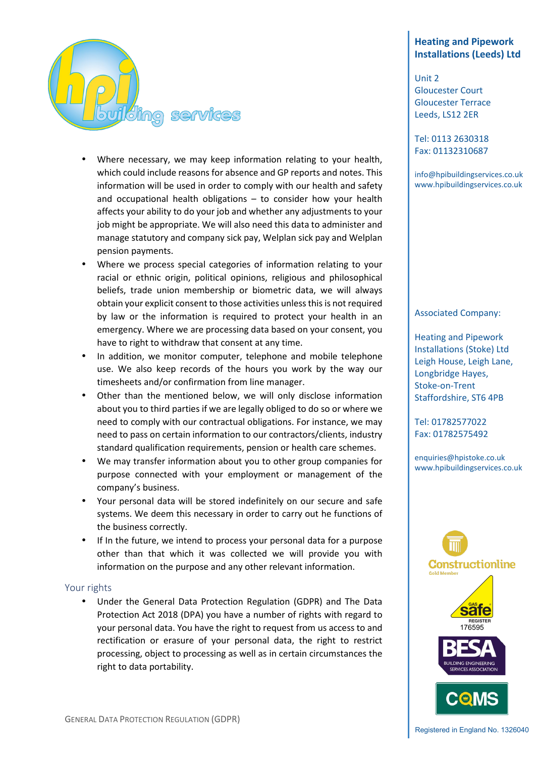- Where necessary, we may keep information relating to your health, which could include reasons for absence and GP reports and notes. This information will be used in order to comply with our health and safety and occupational health obligations – to consider how your health affects your ability to do your job and whether any adjustments to your job might be appropriate. We will also need this data to administer and manage statutory and company sick pay, Welplan sick pay and Welplan pension payments.
- Where we process special categories of information relating to your racial or ethnic origin, political opinions, religious and philosophical beliefs, trade union membership or biometric data, we will always obtain your explicit consent to those activities unless this is not required by law or the information is required to protect your health in an emergency. Where we are processing data based on your consent, you have to right to withdraw that consent at any time.
- In addition, we monitor computer, telephone and mobile telephone use. We also keep records of the hours you work by the way our timesheets and/or confirmation from line manager.
- Other than the mentioned below, we will only disclose information about you to third parties if we are legally obliged to do so or where we need to comply with our contractual obligations. For instance, we may need to pass on certain information to our contractors/clients, industry standard qualification requirements, pension or health care schemes.
- We may transfer information about you to other group companies for purpose connected with your employment or management of the company's business.
- Your personal data will be stored indefinitely on our secure and safe systems. We deem this necessary in order to carry out he functions of the business correctly.
- If In the future, we intend to process your personal data for a purpose other than that which it was collected we will provide you with information on the purpose and any other relevant information.

## Your rights

- Under the General Data Protection Regulation (GDPR) and The Data Protection Act 2018 (DPA) you have a number of rights with regard to your personal data. You have the right to request from us access to and rectification or erasure of your personal data, the right to restrict processing, object to processing as well as in certain circumstances the right to data portability.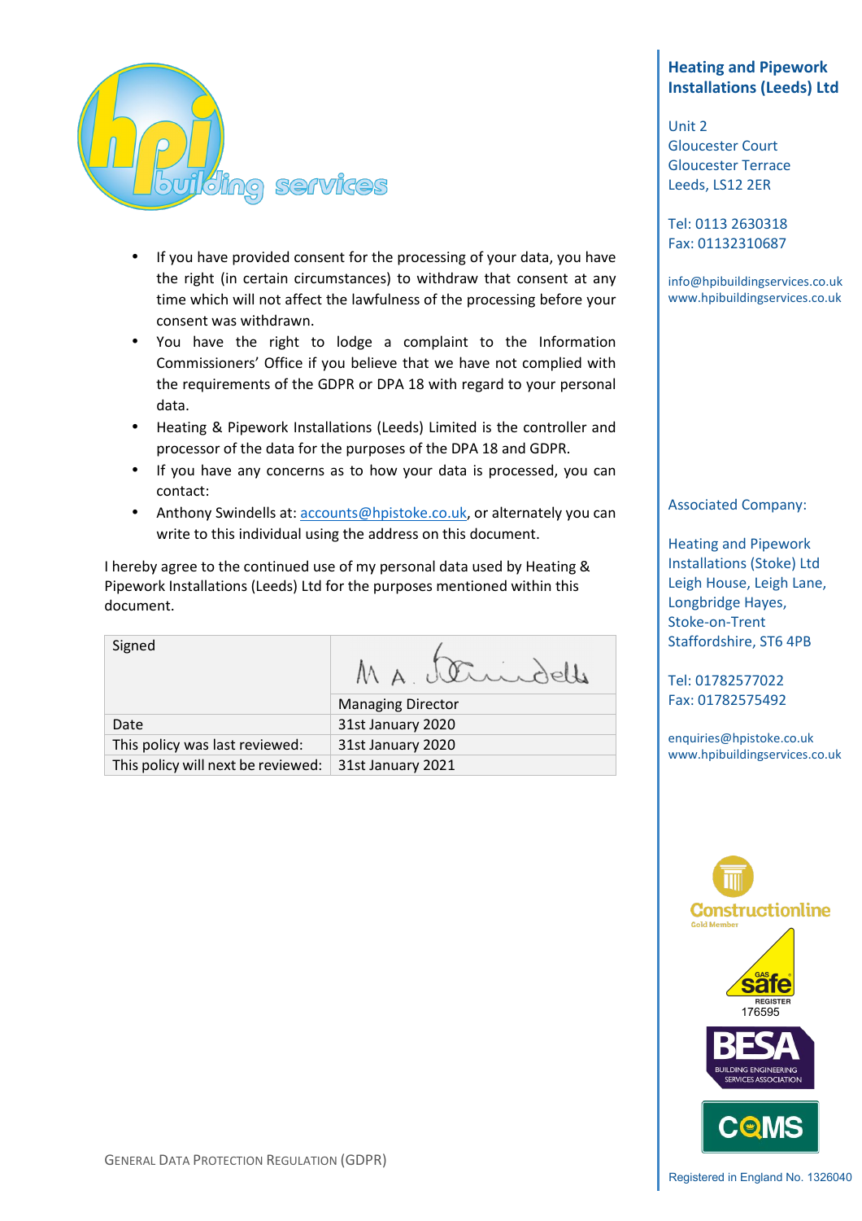- If you have provided consent for the processing of your data, you have the right (in certain circumstances) to withdraw that consent at any time which will not affect the lawfulness of the processing before your consent was withdrawn.
- You have the right to lodge a complaint to the Information Commissioners' Office if you believe that we have not complied with the requirements of the GDPR or DPA 18 with regard to your personal data.
- Heating & Pipework Installations (Leeds) Limited is the controller and processor of the data for the purposes of the DPA 18 and GDPR.
- If you have any concerns as to how your data is processed, you can contact:
- Anthony Swindells at: accounts@hpistoke.co.uk, or alternately you can write to this individual using the address on this document.

I hereby agree to the continued use of my personal data used by Heating & Pipework Installations (Leeds) Ltd for the purposes mentioned within this document.

| Signed | M A Swindells |
|---|---|
| | Managing Director |
| Date | 31st January 2020 |
| This policy was last reviewed: | 31st January 2020 |
| This policy will next be reviewed: | 31st January 2021 |

**Heating and Pipework Installations (Leeds) Ltd**

Unit 2
Gloucester Court
Gloucester Terrace
Leeds, LS12 2ER

Tel: 0113 2630318
Fax: 01132310687

info@hpibuildingservices.co.uk
www.hpibuildingservices.co.uk

Associated Company:

Heating and Pipework Installations (Stoke) Ltd
Leigh House, Leigh Lane,
Longbridge Hayes,
Stoke-on-Trent
Staffordshire, ST6 4PB

Tel: 01782577022
Fax: 01782575492

enquiries@hpistoke.co.uk
www.hpibuildingservices.co.uk

Gas Safe Register 176595

Registered in England No. 1326040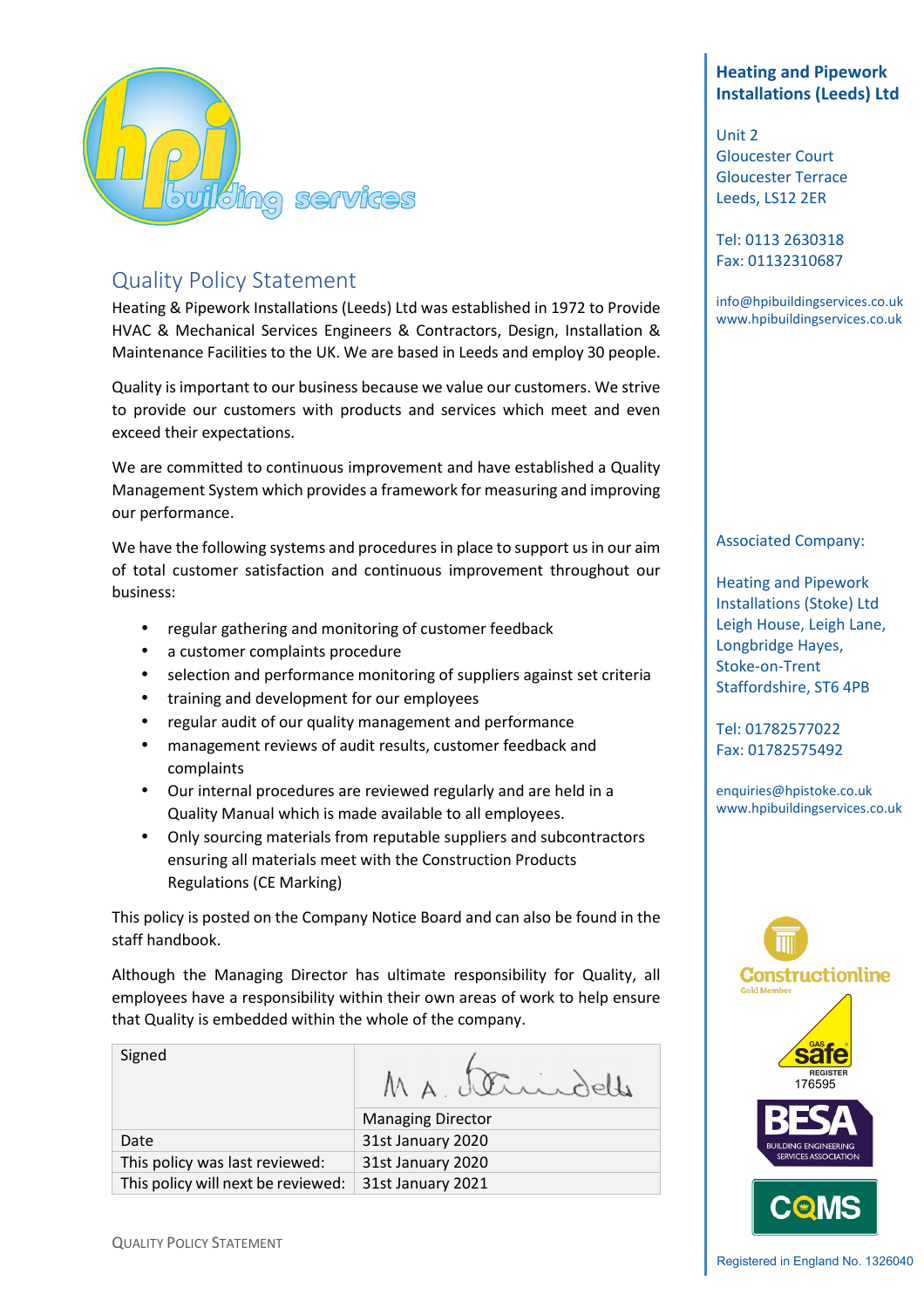# Quality Policy Statement

Heating & Pipework Installations (Leeds) Ltd was established in 1972 to Provide HVAC & Mechanical Services Engineers & Contractors, Design, Installation & Maintenance Facilities to the UK. We are based in Leeds and employ 30 people.

Quality is important to our business because we value our customers. We strive to provide our customers with products and services which meet and even exceed their expectations.

We are committed to continuous improvement and have established a Quality Management System which provides a framework for measuring and improving our performance.

We have the following systems and procedures in place to support us in our aim of total customer satisfaction and continuous improvement throughout our business:

- regular gathering and monitoring of customer feedback
- a customer complaints procedure
- selection and performance monitoring of suppliers against set criteria
- training and development for our employees
- regular audit of our quality management and performance
- management reviews of audit results, customer feedback and complaints
- Our internal procedures are reviewed regularly and are held in a Quality Manual which is made available to all employees.
- Only sourcing materials from reputable suppliers and subcontractors ensuring all materials meet with the Construction Products Regulations (CE Marking)

This policy is posted on the Company Notice Board and can also be found in the staff handbook.

Although the Managing Director has ultimate responsibility for Quality, all employees have a responsibility within their own areas of work to help ensure that Quality is embedded within the whole of the company.

| Signed | M A. [signature] |
|---|---|
| | Managing Director |
| Date | 31st January 2020 |
| This policy was last reviewed: | 31st January 2020 |
| This policy will next be reviewed: | 31st January 2021 |

**Heating and Pipework Installations (Leeds) Ltd**

Unit 2
Gloucester Court
Gloucester Terrace
Leeds, LS12 2ER

Tel: 0113 2630318
Fax: 01132310687

info@hpibuildingservices.co.uk
www.hpibuildingservices.co.uk

Associated Company:

Heating and Pipework Installations (Stoke) Ltd
Leigh House, Leigh Lane,
Longbridge Hayes,
Stoke-on-Trent
Staffordshire, ST6 4PB

Tel: 01782577022
Fax: 01782575492

enquiries@hpistoke.co.uk
www.hpibuildingservices.co.uk

Constructionline Gold Member

Gas Safe Register 176595

BESA Building Engineering Services Association

CQMS

Registered in England No. 1326040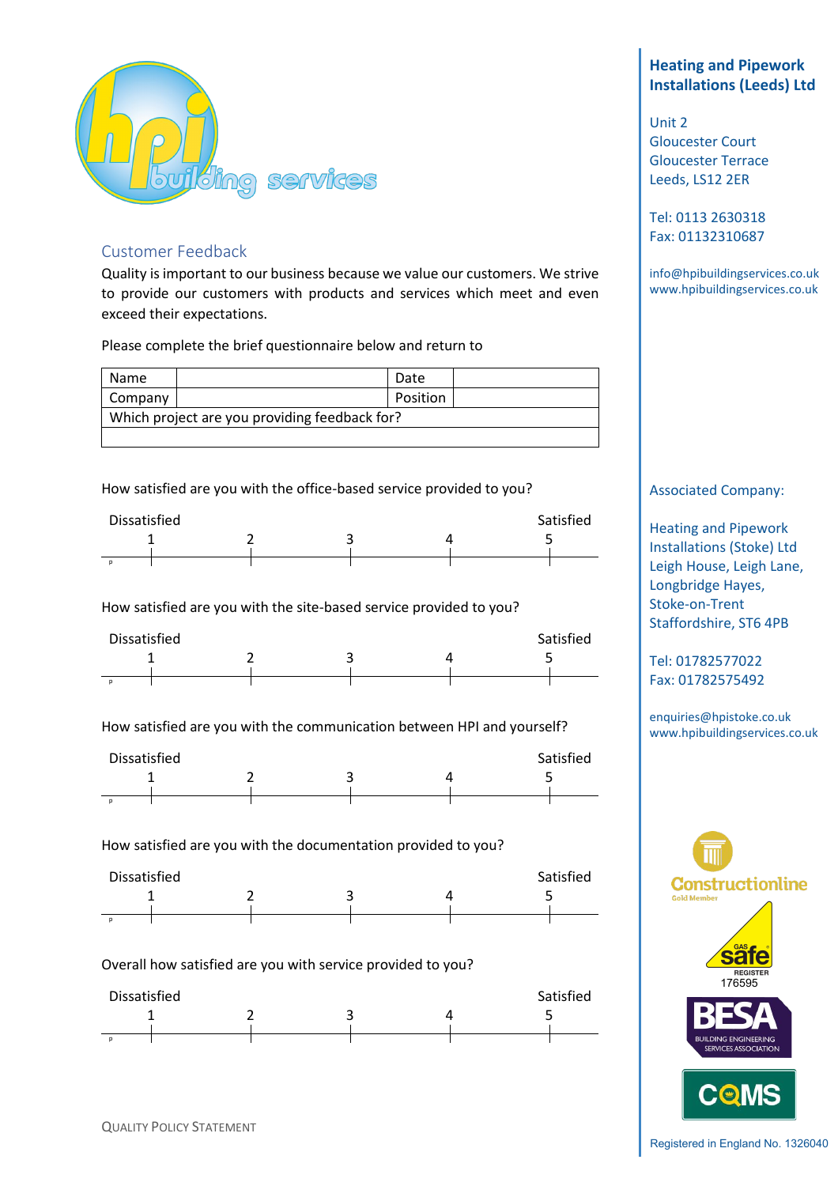## Customer Feedback

Quality is important to our business because we value our customers. We strive to provide our customers with products and services which meet and even exceed their expectations.

Please complete the brief questionnaire below and return to

| Name | | Date | |
|---|---|---|---|
| Company | | Position | |
| Which project are you providing feedback for? | | | |
| | | | |

How satisfied are you with the office-based service provided to you?

Dissatisfied — 1 — 2 — 3 — 4 — 5 — Satisfied

How satisfied are you with the site-based service provided to you?

Dissatisfied — 1 — 2 — 3 — 4 — 5 — Satisfied

How satisfied are you with the communication between HPI and yourself?

Dissatisfied — 1 — 2 — 3 — 4 — 5 — Satisfied

How satisfied are you with the documentation provided to you?

Dissatisfied — 1 — 2 — 3 — 4 — 5 — Satisfied

Overall how satisfied are you with service provided to you?

Dissatisfied — 1 — 2 — 3 — 4 — 5 — Satisfied

**Heating and Pipework Installations (Leeds) Ltd**

Unit 2
Gloucester Court
Gloucester Terrace
Leeds, LS12 2ER

Tel: 0113 2630318
Fax: 01132310687

info@hpibuildingservices.co.uk
www.hpibuildingservices.co.uk

Associated Company:

Heating and Pipework Installations (Stoke) Ltd
Leigh House, Leigh Lane,
Longbridge Hayes,
Stoke-on-Trent
Staffordshire, ST6 4PB

Tel: 01782577022
Fax: 01782575492

enquiries@hpistoke.co.uk
www.hpibuildingservices.co.uk

Gas Safe Register 176595

Registered in England No. 1326040

QUALITY POLICY STATEMENT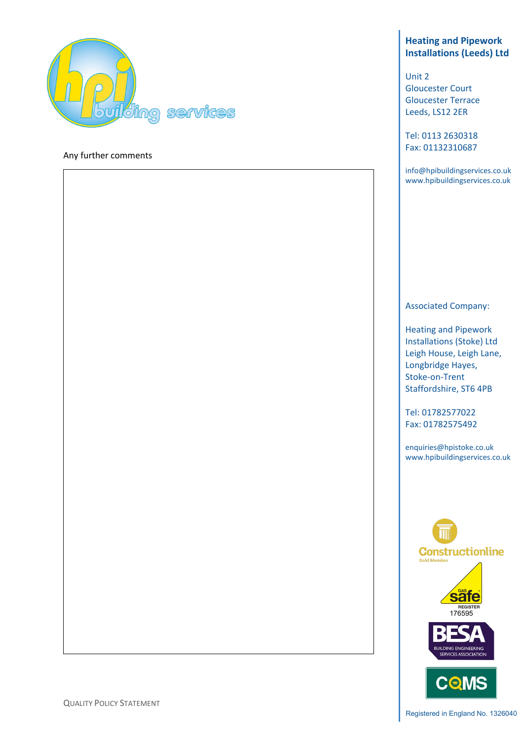Any further comments

|  |
|---|
|  |

Heating and Pipework Installations (Leeds) Ltd

Unit 2
Gloucester Court
Gloucester Terrace
Leeds, LS12 2ER

Tel: 0113 2630318
Fax: 01132310687

info@hpibuildingservices.co.uk
www.hpibuildingservices.co.uk

Associated Company:

Heating and Pipework Installations (Stoke) Ltd
Leigh House, Leigh Lane,
Longbridge Hayes,
Stoke-on-Trent
Staffordshire, ST6 4PB

Tel: 01782577022
Fax: 01782575492

enquiries@hpistoke.co.uk
www.hpibuildingservices.co.uk

Registered in England No. 1326040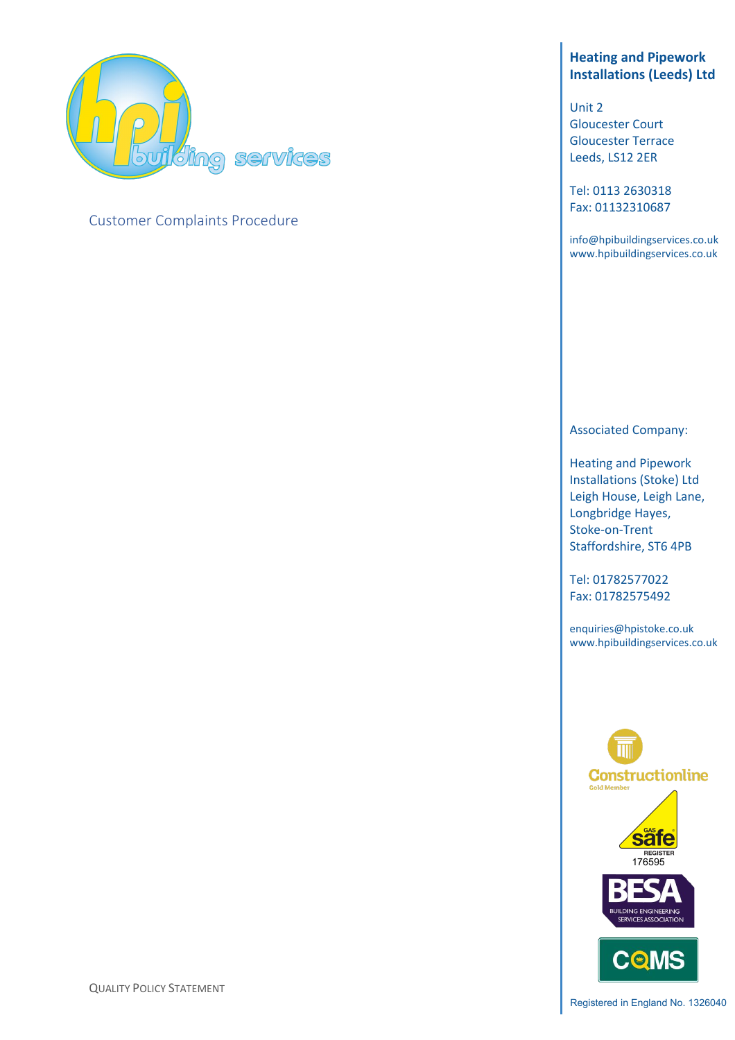Customer Complaints Procedure

**Heating and Pipework Installations (Leeds) Ltd**

Unit 2
Gloucester Court
Gloucester Terrace
Leeds, LS12 2ER

Tel: 0113 2630318
Fax: 01132310687

info@hpibuildingservices.co.uk
www.hpibuildingservices.co.uk

Associated Company:

Heating and Pipework Installations (Stoke) Ltd
Leigh House, Leigh Lane,
Longbridge Hayes,
Stoke-on-Trent
Staffordshire, ST6 4PB

Tel: 01782577022
Fax: 01782575492

enquiries@hpistoke.co.uk
www.hpibuildingservices.co.uk

Gas Safe Register 176595

QUALITY POLICY STATEMENT

Registered in England No. 1326040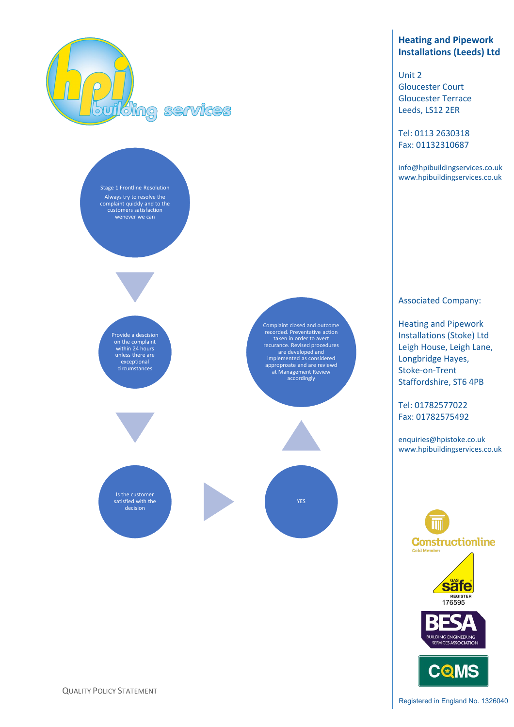**Heating and Pipework Installations (Leeds) Ltd**

Unit 2
Gloucester Court
Gloucester Terrace
Leeds, LS12 2ER

Tel: 0113 2630318
Fax: 01132310687

info@hpibuildingservices.co.uk
www.hpibuildingservices.co.uk

Stage 1 Frontline Resolution

Always try to resolve the complaint quickly and to the customers satisfaction wenever we can

Provide a descision on the complaint within 24 hours unless there are exceptional circumstances

Is the customer satisfied with the decision

YES

Complaint closed and outcome recorded. Preventative action taken in order to avert recurance. Revised procedures are developed and implemented as considered approproate and are reviewd at Management Review accordingly

Associated Company:

Heating and Pipework Installations (Stoke) Ltd
Leigh House, Leigh Lane,
Longbridge Hayes,
Stoke-on-Trent
Staffordshire, ST6 4PB

Tel: 01782577022
Fax: 01782575492

enquiries@hpistoke.co.uk
www.hpibuildingservices.co.uk

Gas Safe Register 176595

QUALITY POLICY STATEMENT

Registered in England No. 1326040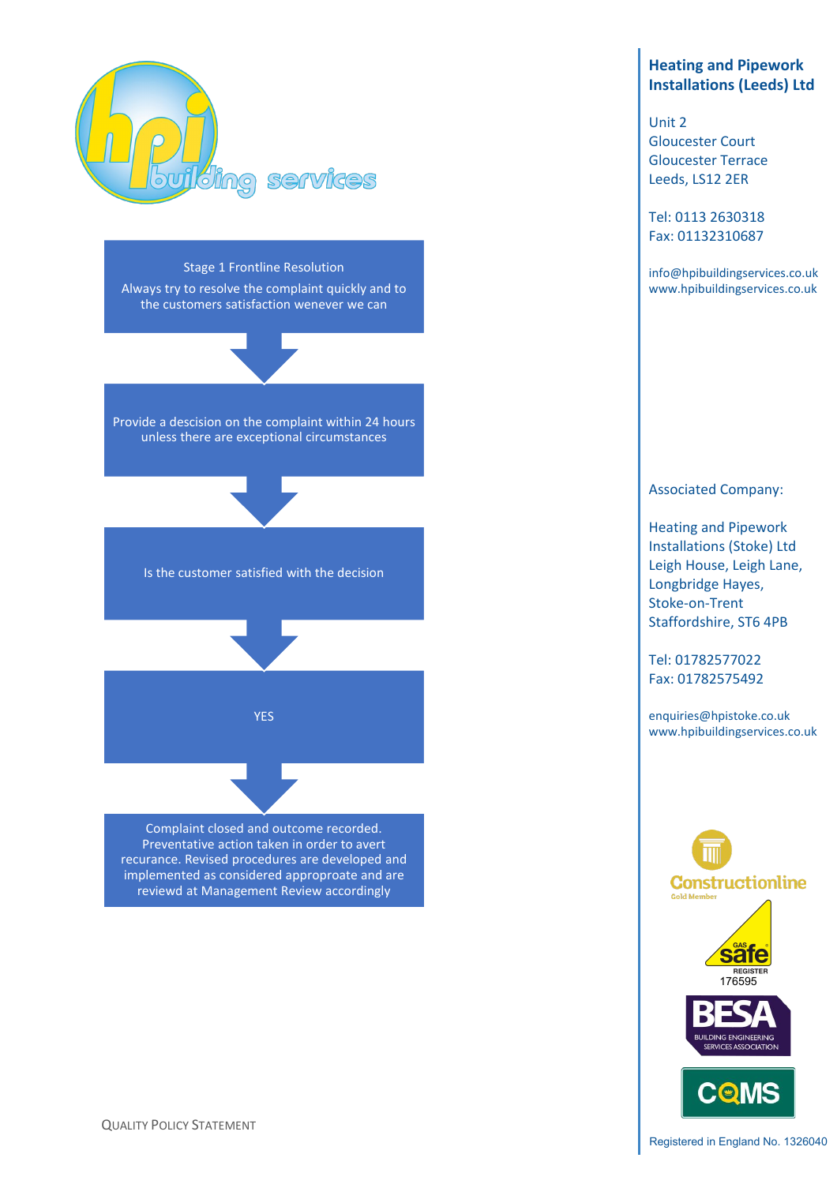Stage 1 Frontline Resolution

Always try to resolve the complaint quickly and to the customers satisfaction wenever we can

↓

Provide a descision on the complaint within 24 hours unless there are exceptional circumstances

↓

Is the customer satisfied with the decision

↓

YES

↓

Complaint closed and outcome recorded. Preventative action taken in order to avert recurance. Revised procedures are developed and implemented as considered approprate and are reviewd at Management Review accordingly

**Heating and Pipework Installations (Leeds) Ltd**

Unit 2
Gloucester Court
Gloucester Terrace
Leeds, LS12 2ER

Tel: 0113 2630318
Fax: 01132310687

info@hpibuildingservices.co.uk
www.hpibuildingservices.co.uk

Associated Company:

Heating and Pipework Installations (Stoke) Ltd
Leigh House, Leigh Lane,
Longbridge Hayes,
Stoke-on-Trent
Staffordshire, ST6 4PB

Tel: 01782577022
Fax: 01782575492

enquiries@hpistoke.co.uk
www.hpibuildingservices.co.uk

Gas Safe Register 176595

Registered in England No. 1326040

QUALITY POLICY STATEMENT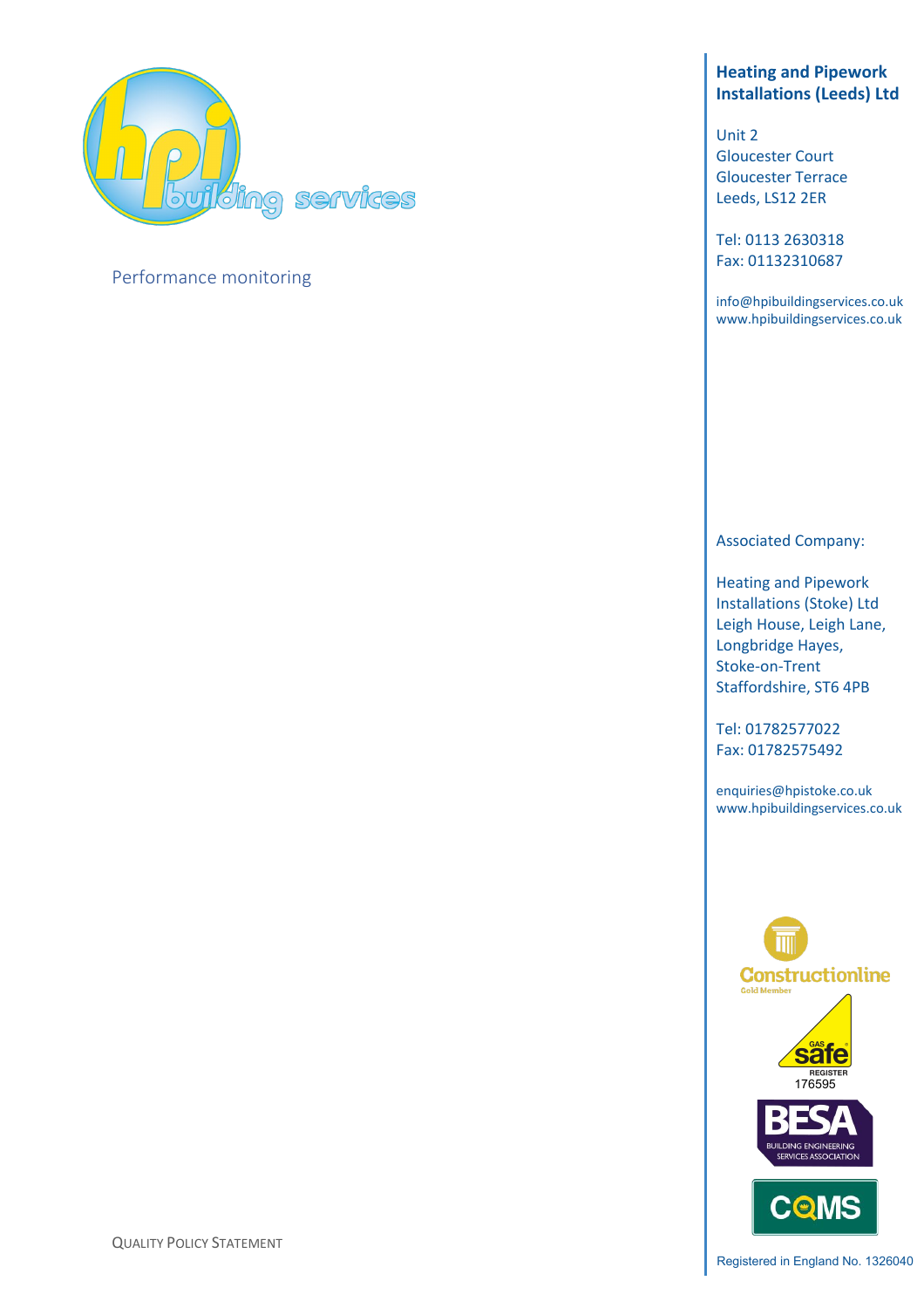Performance monitoring

**Heating and Pipework Installations (Leeds) Ltd**

Unit 2
Gloucester Court
Gloucester Terrace
Leeds, LS12 2ER

Tel: 0113 2630318
Fax: 01132310687

info@hpibuildingservices.co.uk
www.hpibuildingservices.co.uk

Associated Company:

Heating and Pipework Installations (Stoke) Ltd
Leigh House, Leigh Lane,
Longbridge Hayes,
Stoke-on-Trent
Staffordshire, ST6 4PB

Tel: 01782577022
Fax: 01782575492

enquiries@hpistoke.co.uk
www.hpibuildingservices.co.uk

Gas Safe Register 176595

Registered in England No. 1326040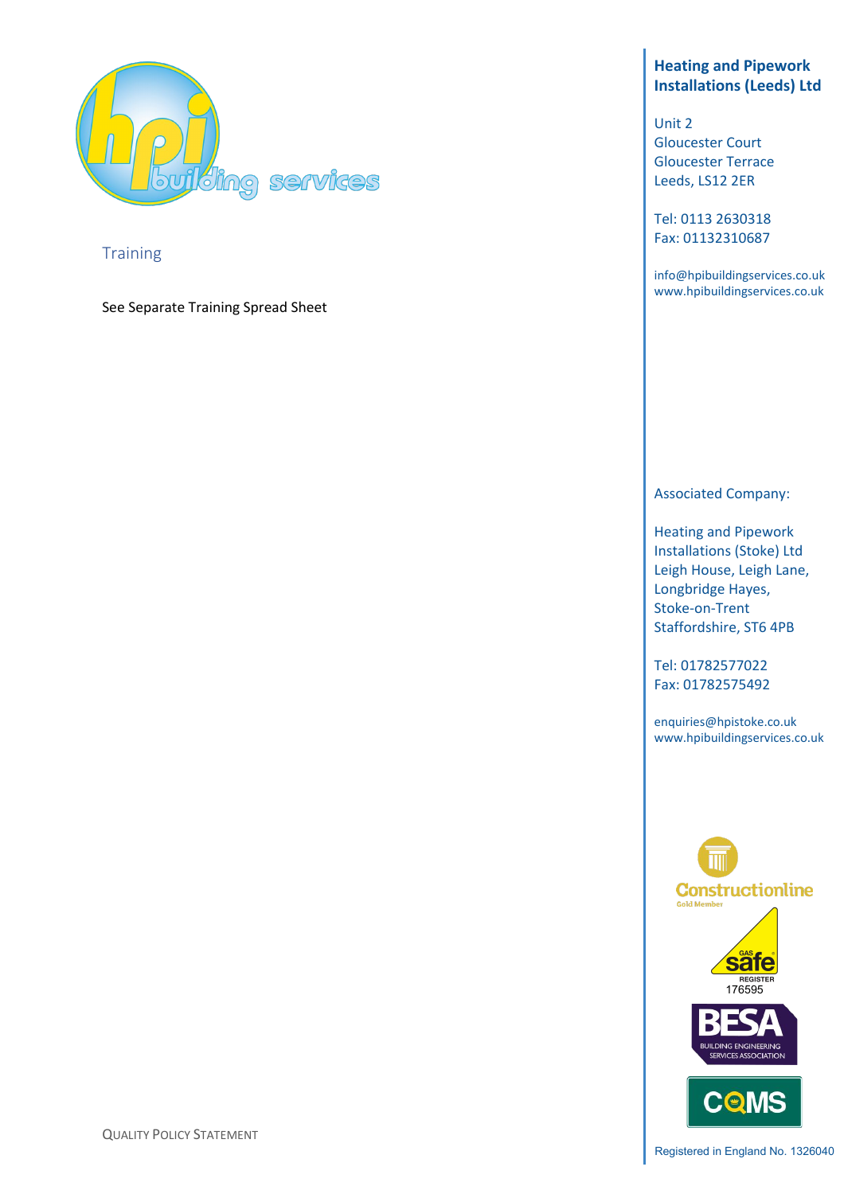## Training

See Separate Training Spread Sheet

**Heating and Pipework Installations (Leeds) Ltd**

Unit 2
Gloucester Court
Gloucester Terrace
Leeds, LS12 2ER

Tel: 0113 2630318
Fax: 01132310687

info@hpibuildingservices.co.uk
www.hpibuildingservices.co.uk

Associated Company:

Heating and Pipework Installations (Stoke) Ltd
Leigh House, Leigh Lane,
Longbridge Hayes,
Stoke-on-Trent
Staffordshire, ST6 4PB

Tel: 01782577022
Fax: 01782575492

enquiries@hpistoke.co.uk
www.hpibuildingservices.co.uk

Registered in England No. 1326040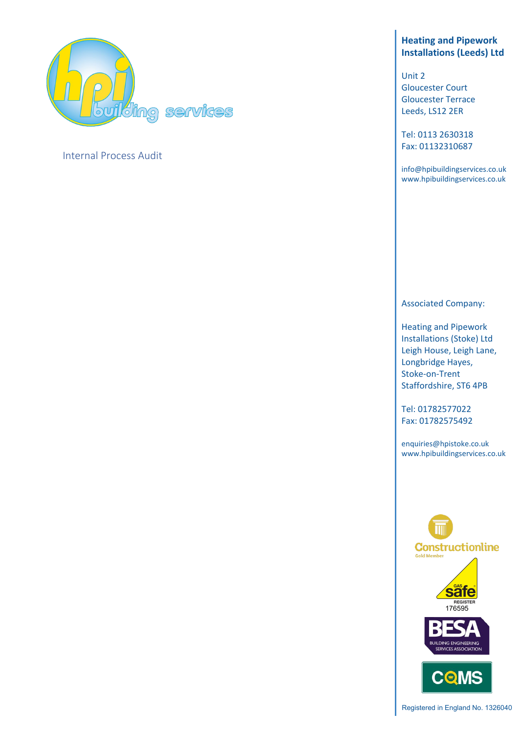Internal Process Audit

**Heating and Pipework Installations (Leeds) Ltd**

Unit 2
Gloucester Court
Gloucester Terrace
Leeds, LS12 2ER

Tel: 0113 2630318
Fax: 01132310687

info@hpibuildingservices.co.uk
www.hpibuildingservices.co.uk

Associated Company:

Heating and Pipework Installations (Stoke) Ltd
Leigh House, Leigh Lane,
Longbridge Hayes,
Stoke-on-Trent
Staffordshire, ST6 4PB

Tel: 01782577022
Fax: 01782575492

enquiries@hpistoke.co.uk
www.hpibuildingservices.co.uk

Gas Safe Register 176595

Registered in England No. 1326040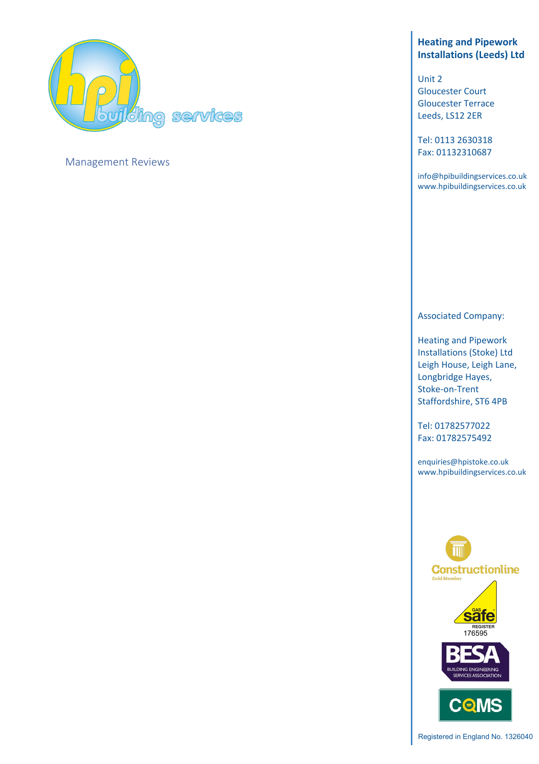Management Reviews

**Heating and Pipework Installations (Leeds) Ltd**

Unit 2
Gloucester Court
Gloucester Terrace
Leeds, LS12 2ER

Tel: 0113 2630318
Fax: 01132310687

info@hpibuildingservices.co.uk
www.hpibuildingservices.co.uk

Associated Company:

Heating and Pipework Installations (Stoke) Ltd
Leigh House, Leigh Lane,
Longbridge Hayes,
Stoke-on-Trent
Staffordshire, ST6 4PB

Tel: 01782577022
Fax: 01782575492

enquiries@hpistoke.co.uk
www.hpibuildingservices.co.uk

Gas Safe Register 176595

Registered in England No. 1326040